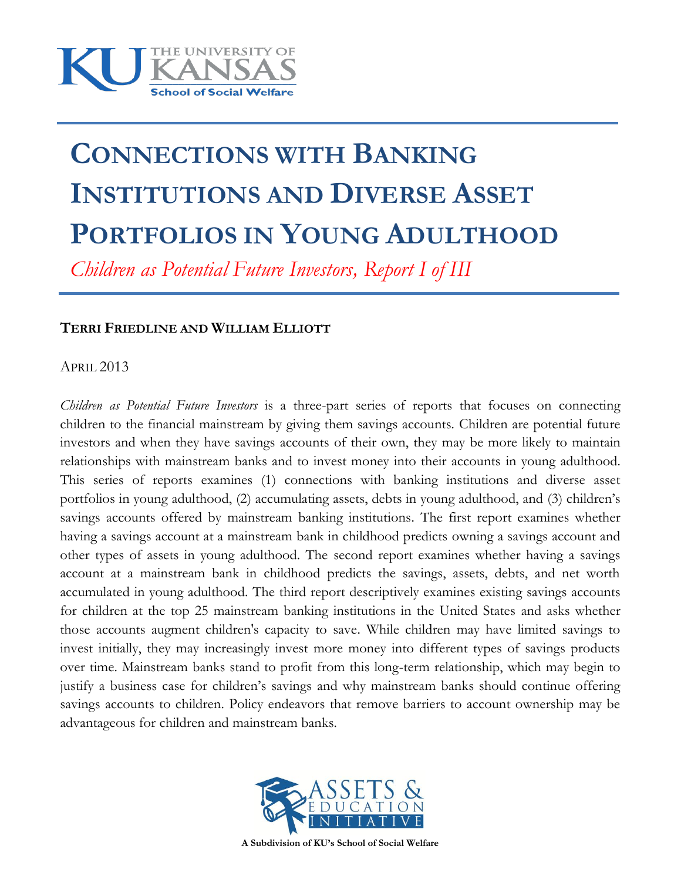THE UNIVERSITY OF KANSAS
School of Social Welfare

# Connections with Banking Institutions and Diverse Asset Portfolios in Young Adulthood

*Children as Potential Future Investors, Report I of III*

**Terri Friedline and William Elliott**

April 2013

*Children as Potential Future Investors* is a three-part series of reports that focuses on connecting children to the financial mainstream by giving them savings accounts. Children are potential future investors and when they have savings accounts of their own, they may be more likely to maintain relationships with mainstream banks and to invest money into their accounts in young adulthood. This series of reports examines (1) connections with banking institutions and diverse asset portfolios in young adulthood, (2) accumulating assets, debts in young adulthood, and (3) children's savings accounts offered by mainstream banking institutions. The first report examines whether having a savings account at a mainstream bank in childhood predicts owning a savings account and other types of assets in young adulthood. The second report examines whether having a savings account at a mainstream bank in childhood predicts the savings, assets, debts, and net worth accumulated in young adulthood. The third report descriptively examines existing savings accounts for children at the top 25 mainstream banking institutions in the United States and asks whether those accounts augment children's capacity to save. While children may have limited savings to invest initially, they may increasingly invest more money into different types of savings products over time. Mainstream banks stand to profit from this long-term relationship, which may begin to justify a business case for children's savings and why mainstream banks should continue offering savings accounts to children. Policy endeavors that remove barriers to account ownership may be advantageous for children and mainstream banks.

ASSETS & EDUCATION INITIATIVE

A Subdivision of KU's School of Social Welfare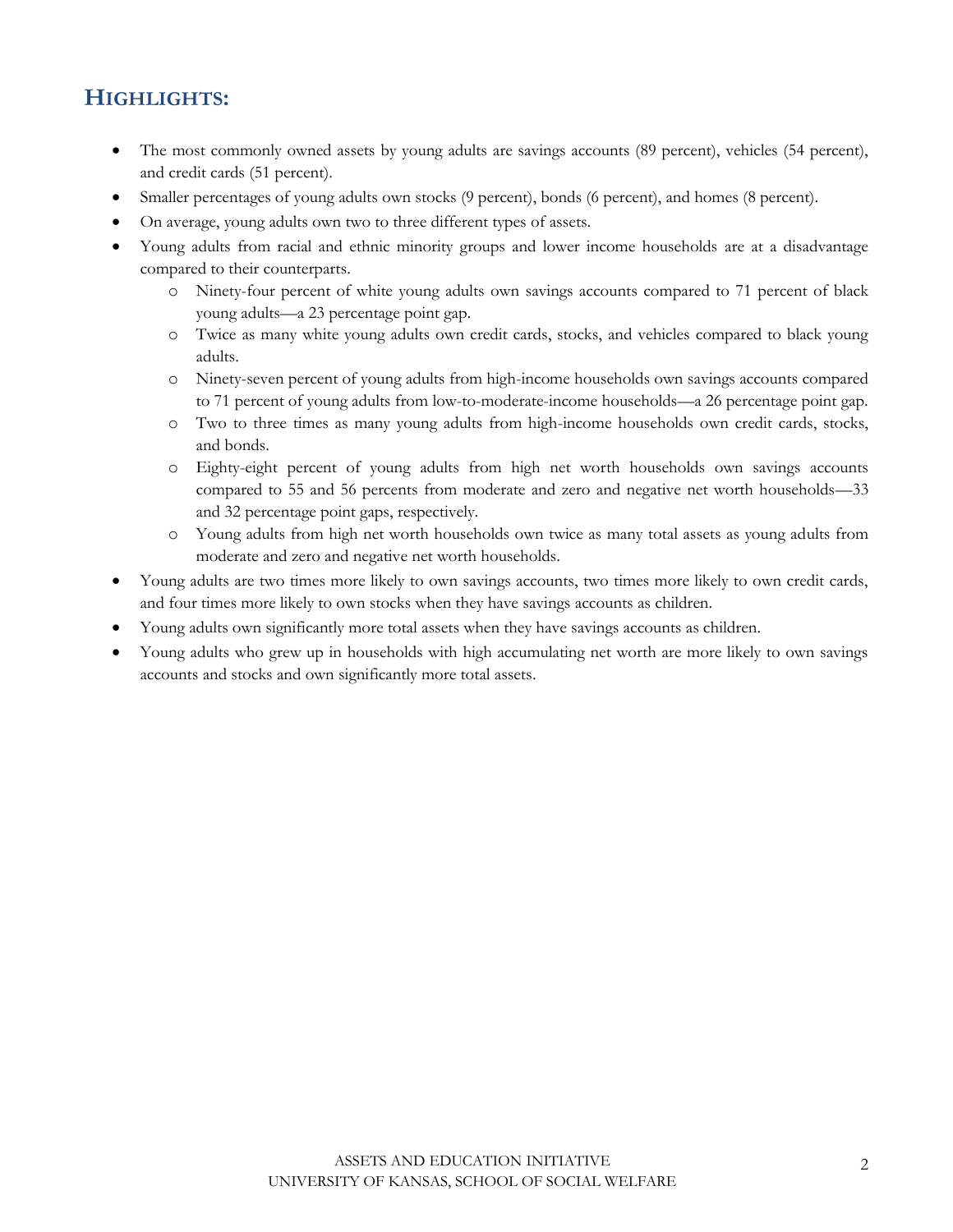## HIGHLIGHTS:

- The most commonly owned assets by young adults are savings accounts (89 percent), vehicles (54 percent), and credit cards (51 percent).
- Smaller percentages of young adults own stocks (9 percent), bonds (6 percent), and homes (8 percent).
- On average, young adults own two to three different types of assets.
- Young adults from racial and ethnic minority groups and lower income households are at a disadvantage compared to their counterparts.
  - Ninety-four percent of white young adults own savings accounts compared to 71 percent of black young adults—a 23 percentage point gap.
  - Twice as many white young adults own credit cards, stocks, and vehicles compared to black young adults.
  - Ninety-seven percent of young adults from high-income households own savings accounts compared to 71 percent of young adults from low-to-moderate-income households—a 26 percentage point gap.
  - Two to three times as many young adults from high-income households own credit cards, stocks, and bonds.
  - Eighty-eight percent of young adults from high net worth households own savings accounts compared to 55 and 56 percents from moderate and zero and negative net worth households—33 and 32 percentage point gaps, respectively.
  - Young adults from high net worth households own twice as many total assets as young adults from moderate and zero and negative net worth households.
- Young adults are two times more likely to own savings accounts, two times more likely to own credit cards, and four times more likely to own stocks when they have savings accounts as children.
- Young adults own significantly more total assets when they have savings accounts as children.
- Young adults who grew up in households with high accumulating net worth are more likely to own savings accounts and stocks and own significantly more total assets.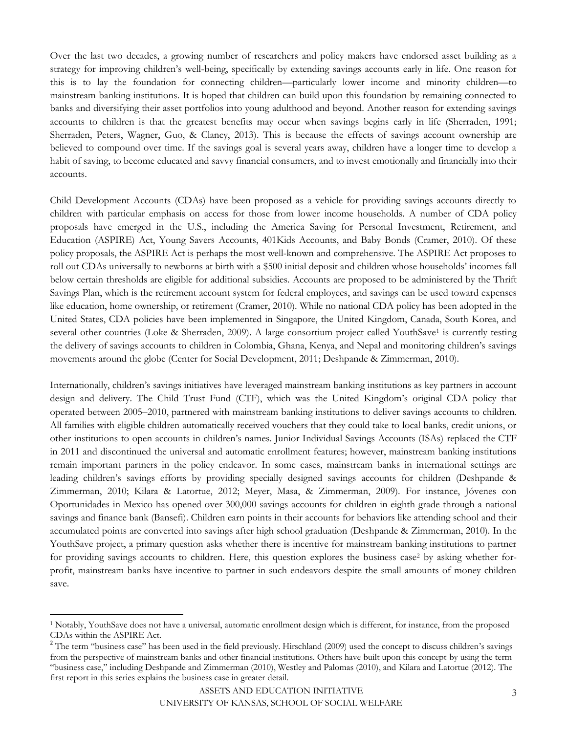Over the last two decades, a growing number of researchers and policy makers have endorsed asset building as a strategy for improving children's well-being, specifically by extending savings accounts early in life. One reason for this is to lay the foundation for connecting children—particularly lower income and minority children—to mainstream banking institutions. It is hoped that children can build upon this foundation by remaining connected to banks and diversifying their asset portfolios into young adulthood and beyond. Another reason for extending savings accounts to children is that the greatest benefits may occur when savings begins early in life (Sherraden, 1991; Sherraden, Peters, Wagner, Guo, & Clancy, 2013). This is because the effects of savings account ownership are believed to compound over time. If the savings goal is several years away, children have a longer time to develop a habit of saving, to become educated and savvy financial consumers, and to invest emotionally and financially into their accounts.

Child Development Accounts (CDAs) have been proposed as a vehicle for providing savings accounts directly to children with particular emphasis on access for those from lower income households. A number of CDA policy proposals have emerged in the U.S., including the America Saving for Personal Investment, Retirement, and Education (ASPIRE) Act, Young Savers Accounts, 401Kids Accounts, and Baby Bonds (Cramer, 2010). Of these policy proposals, the ASPIRE Act is perhaps the most well-known and comprehensive. The ASPIRE Act proposes to roll out CDAs universally to newborns at birth with a $500 initial deposit and children whose households' incomes fall below certain thresholds are eligible for additional subsidies. Accounts are proposed to be administered by the Thrift Savings Plan, which is the retirement account system for federal employees, and savings can be used toward expenses like education, home ownership, or retirement (Cramer, 2010). While no national CDA policy has been adopted in the United States, CDA policies have been implemented in Singapore, the United Kingdom, Canada, South Korea, and several other countries (Loke & Sherraden, 2009). A large consortium project called YouthSave[1] is currently testing the delivery of savings accounts to children in Colombia, Ghana, Kenya, and Nepal and monitoring children's savings movements around the globe (Center for Social Development, 2011; Deshpande & Zimmerman, 2010).

Internationally, children's savings initiatives have leveraged mainstream banking institutions as key partners in account design and delivery. The Child Trust Fund (CTF), which was the United Kingdom's original CDA policy that operated between 2005–2010, partnered with mainstream banking institutions to deliver savings accounts to children. All families with eligible children automatically received vouchers that they could take to local banks, credit unions, or other institutions to open accounts in children's names. Junior Individual Savings Accounts (ISAs) replaced the CTF in 2011 and discontinued the universal and automatic enrollment features; however, mainstream banking institutions remain important partners in the policy endeavor. In some cases, mainstream banks in international settings are leading children's savings efforts by providing specially designed savings accounts for children (Deshpande & Zimmerman, 2010; Kilara & Latortue, 2012; Meyer, Masa, & Zimmerman, 2009). For instance, Jóvenes con Oportunidades in Mexico has opened over 300,000 savings accounts for children in eighth grade through a national savings and finance bank (Bansefi). Children earn points in their accounts for behaviors like attending school and their accumulated points are converted into savings after high school graduation (Deshpande & Zimmerman, 2010). In the YouthSave project, a primary question asks whether there is incentive for mainstream banking institutions to partner for providing savings accounts to children. Here, this question explores the business case[2] by asking whether for-profit, mainstream banks have incentive to partner in such endeavors despite the small amounts of money children save.

---

[1] Notably, YouthSave does not have a universal, automatic enrollment design which is different, for instance, from the proposed CDAs within the ASPIRE Act.

[2] The term "business case" has been used in the field previously. Hirschland (2009) used the concept to discuss children's savings from the perspective of mainstream banks and other financial institutions. Others have built upon this concept by using the term "business case," including Deshpande and Zimmerman (2010), Westley and Palomas (2010), and Kilara and Latortue (2012). The first report in this series explains the business case in greater detail.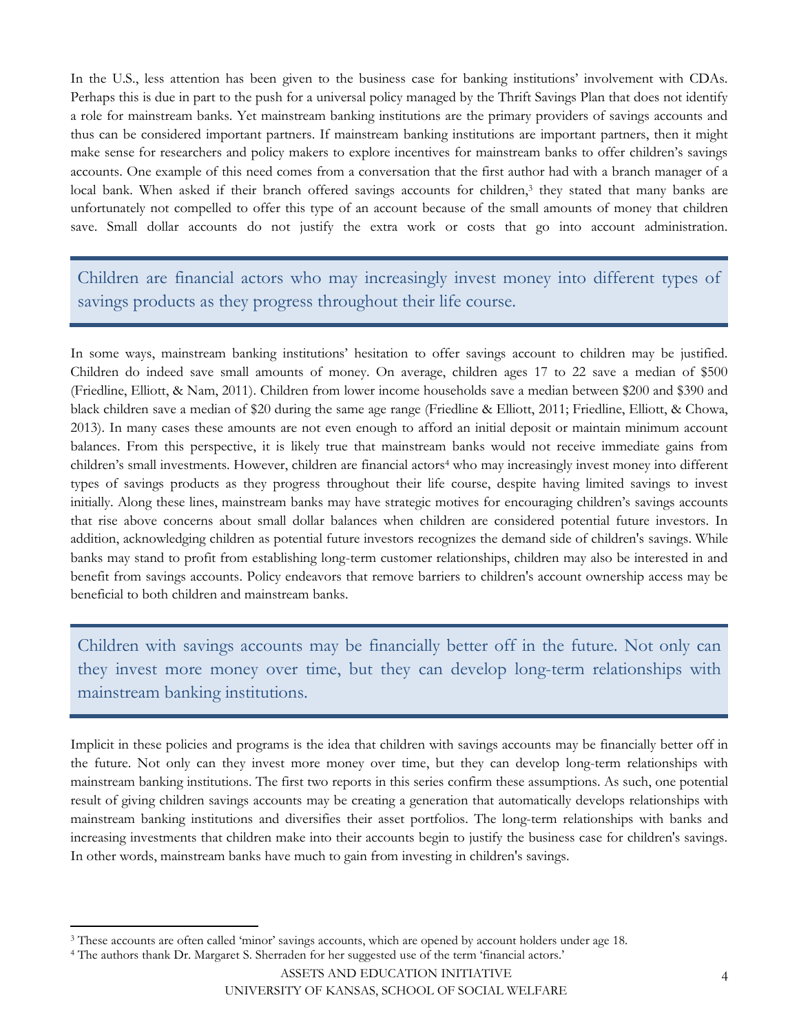In the U.S., less attention has been given to the business case for banking institutions' involvement with CDAs. Perhaps this is due in part to the push for a universal policy managed by the Thrift Savings Plan that does not identify a role for mainstream banks. Yet mainstream banking institutions are the primary providers of savings accounts and thus can be considered important partners. If mainstream banking institutions are important partners, then it might make sense for researchers and policy makers to explore incentives for mainstream banks to offer children's savings accounts. One example of this need comes from a conversation that the first author had with a branch manager of a local bank. When asked if their branch offered savings accounts for children,[3] they stated that many banks are unfortunately not compelled to offer this type of an account because of the small amounts of money that children save. Small dollar accounts do not justify the extra work or costs that go into account administration.

> Children are financial actors who may increasingly invest money into different types of savings products as they progress throughout their life course.

In some ways, mainstream banking institutions' hesitation to offer savings account to children may be justified. Children do indeed save small amounts of money. On average, children ages 17 to 22 save a median of $500 (Friedline, Elliott, & Nam, 2011). Children from lower income households save a median between $200 and $390 and black children save a median of $20 during the same age range (Friedline & Elliott, 2011; Friedline, Elliott, & Chowa, 2013). In many cases these amounts are not even enough to afford an initial deposit or maintain minimum account balances. From this perspective, it is likely true that mainstream banks would not receive immediate gains from children's small investments. However, children are financial actors[4] who may increasingly invest money into different types of savings products as they progress throughout their life course, despite having limited savings to invest initially. Along these lines, mainstream banks may have strategic motives for encouraging children's savings accounts that rise above concerns about small dollar balances when children are considered potential future investors. In addition, acknowledging children as potential future investors recognizes the demand side of children's savings. While banks may stand to profit from establishing long-term customer relationships, children may also be interested in and benefit from savings accounts. Policy endeavors that remove barriers to children's account ownership access may be beneficial to both children and mainstream banks.

> Children with savings accounts may be financially better off in the future. Not only can they invest more money over time, but they can develop long-term relationships with mainstream banking institutions.

Implicit in these policies and programs is the idea that children with savings accounts may be financially better off in the future. Not only can they invest more money over time, but they can develop long-term relationships with mainstream banking institutions. The first two reports in this series confirm these assumptions. As such, one potential result of giving children savings accounts may be creating a generation that automatically develops relationships with mainstream banking institutions and diversifies their asset portfolios. The long-term relationships with banks and increasing investments that children make into their accounts begin to justify the business case for children's savings. In other words, mainstream banks have much to gain from investing in children's savings.

---

[3] These accounts are often called 'minor' savings accounts, which are opened by account holders under age 18.

[4] The authors thank Dr. Margaret S. Sherraden for her suggested use of the term 'financial actors.'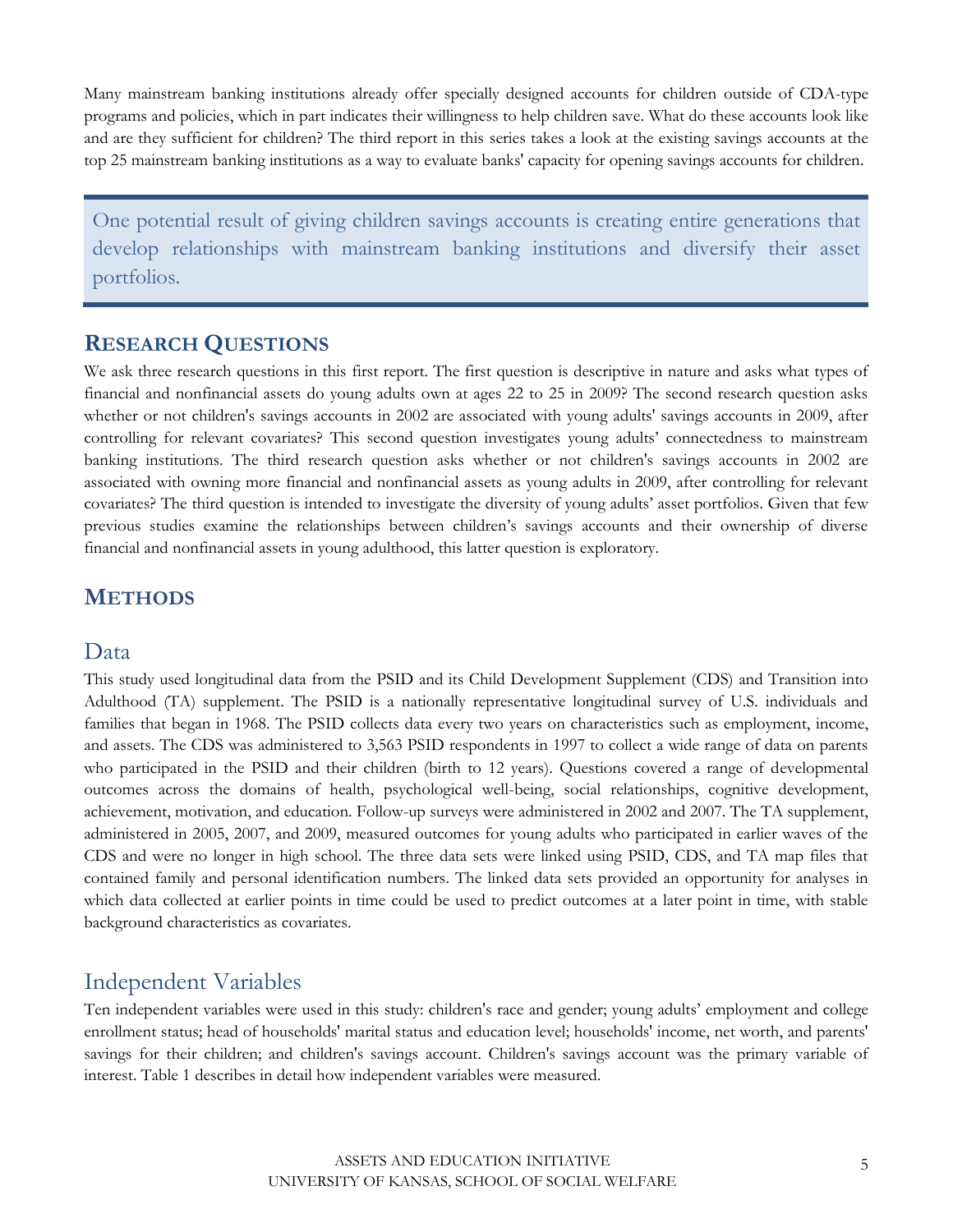Many mainstream banking institutions already offer specially designed accounts for children outside of CDA-type programs and policies, which in part indicates their willingness to help children save. What do these accounts look like and are they sufficient for children? The third report in this series takes a look at the existing savings accounts at the top 25 mainstream banking institutions as a way to evaluate banks' capacity for opening savings accounts for children.

> One potential result of giving children savings accounts is creating entire generations that develop relationships with mainstream banking institutions and diversify their asset portfolios.

## RESEARCH QUESTIONS

We ask three research questions in this first report. The first question is descriptive in nature and asks what types of financial and nonfinancial assets do young adults own at ages 22 to 25 in 2009? The second research question asks whether or not children's savings accounts in 2002 are associated with young adults' savings accounts in 2009, after controlling for relevant covariates? This second question investigates young adults' connectedness to mainstream banking institutions. The third research question asks whether or not children's savings accounts in 2002 are associated with owning more financial and nonfinancial assets as young adults in 2009, after controlling for relevant covariates? The third question is intended to investigate the diversity of young adults' asset portfolios. Given that few previous studies examine the relationships between children's savings accounts and their ownership of diverse financial and nonfinancial assets in young adulthood, this latter question is exploratory.

## METHODS

### Data

This study used longitudinal data from the PSID and its Child Development Supplement (CDS) and Transition into Adulthood (TA) supplement. The PSID is a nationally representative longitudinal survey of U.S. individuals and families that began in 1968. The PSID collects data every two years on characteristics such as employment, income, and assets. The CDS was administered to 3,563 PSID respondents in 1997 to collect a wide range of data on parents who participated in the PSID and their children (birth to 12 years). Questions covered a range of developmental outcomes across the domains of health, psychological well-being, social relationships, cognitive development, achievement, motivation, and education. Follow-up surveys were administered in 2002 and 2007. The TA supplement, administered in 2005, 2007, and 2009, measured outcomes for young adults who participated in earlier waves of the CDS and were no longer in high school. The three data sets were linked using PSID, CDS, and TA map files that contained family and personal identification numbers. The linked data sets provided an opportunity for analyses in which data collected at earlier points in time could be used to predict outcomes at a later point in time, with stable background characteristics as covariates.

### Independent Variables

Ten independent variables were used in this study: children's race and gender; young adults' employment and college enrollment status; head of households' marital status and education level; households' income, net worth, and parents' savings for their children; and children's savings account. Children's savings account was the primary variable of interest. Table 1 describes in detail how independent variables were measured.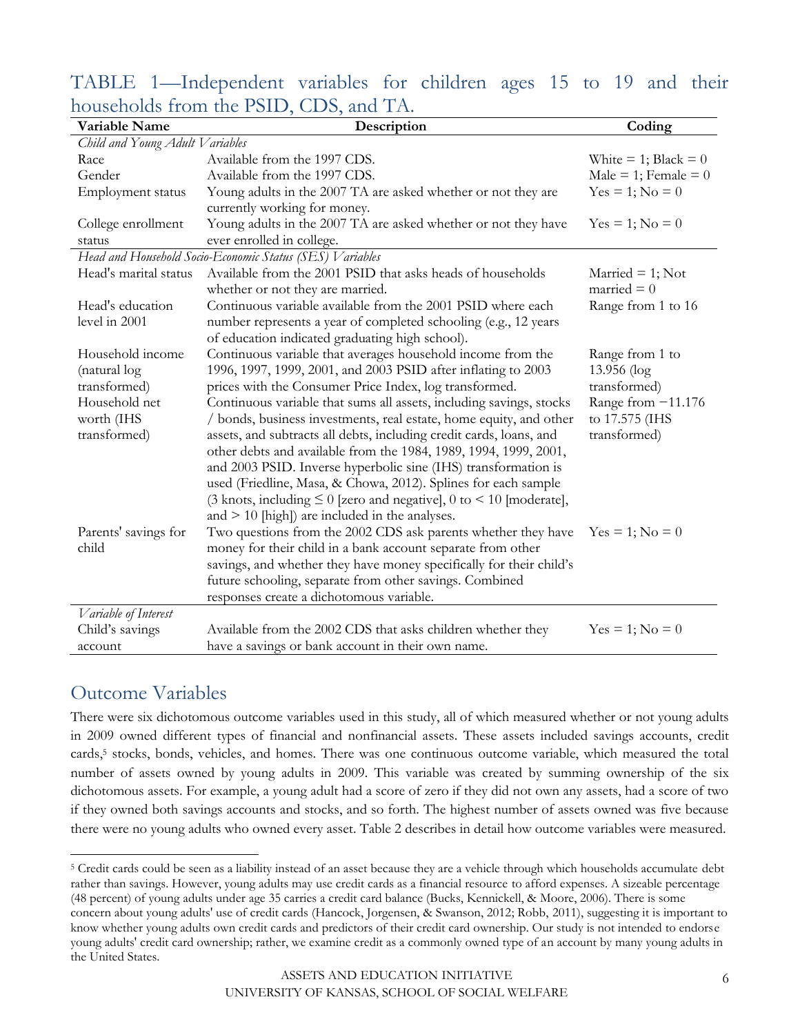TABLE 1—Independent variables for children ages 15 to 19 and their households from the PSID, CDS, and TA.

| Variable Name | Description | Coding |
|---|---|---|
| *Child and Young Adult Variables* | | |
| Race | Available from the 1997 CDS. | White = 1; Black = 0 |
| Gender | Available from the 1997 CDS. | Male = 1; Female = 0 |
| Employment status | Young adults in the 2007 TA are asked whether or not they are currently working for money. | Yes = 1; No = 0 |
| College enrollment status | Young adults in the 2007 TA are asked whether or not they have ever enrolled in college. | Yes = 1; No = 0 |
| *Head and Household Socio-Economic Status (SES) Variables* | | |
| Head's marital status | Available from the 2001 PSID that asks heads of households whether or not they are married. | Married = 1; Not married = 0 |
| Head's education level in 2001 | Continuous variable available from the 2001 PSID where each number represents a year of completed schooling (e.g., 12 years of education indicated graduating high school). | Range from 1 to 16 |
| Household income (natural log transformed) | Continuous variable that averages household income from the 1996, 1997, 1999, 2001, and 2003 PSID after inflating to 2003 prices with the Consumer Price Index, log transformed. | Range from 1 to 13.956 (log transformed) |
| Household net worth (IHS transformed) | Continuous variable that sums all assets, including savings, stocks / bonds, business investments, real estate, home equity, and other assets, and subtracts all debts, including credit cards, loans, and other debts and available from the 1984, 1989, 1994, 1999, 2001, and 2003 PSID. Inverse hyperbolic sine (IHS) transformation is used (Friedline, Masa, & Chowa, 2012). Splines for each sample (3 knots, including ≤ 0 [zero and negative], 0 to < 10 [moderate], and > 10 [high]) are included in the analyses. | Range from −11.176 to 17.575 (IHS transformed) |
| Parents' savings for child | Two questions from the 2002 CDS ask parents whether they have money for their child in a bank account separate from other savings, and whether they have money specifically for their child's future schooling, separate from other savings. Combined responses create a dichotomous variable. | Yes = 1; No = 0 |
| *Variable of Interest* | | |
| Child's savings account | Available from the 2002 CDS that asks children whether they have a savings or bank account in their own name. | Yes = 1; No = 0 |

## Outcome Variables

There were six dichotomous outcome variables used in this study, all of which measured whether or not young adults in 2009 owned different types of financial and nonfinancial assets. These assets included savings accounts, credit cards,[5] stocks, bonds, vehicles, and homes. There was one continuous outcome variable, which measured the total number of assets owned by young adults in 2009. This variable was created by summing ownership of the six dichotomous assets. For example, a young adult had a score of zero if they did not own any assets, had a score of two if they owned both savings accounts and stocks, and so forth. The highest number of assets owned was five because there were no young adults who owned every asset. Table 2 describes in detail how outcome variables were measured.

[5] Credit cards could be seen as a liability instead of an asset because they are a vehicle through which households accumulate debt rather than savings. However, young adults may use credit cards as a financial resource to afford expenses. A sizeable percentage (48 percent) of young adults under age 35 carries a credit card balance (Bucks, Kennickell, & Moore, 2006). There is some concern about young adults' use of credit cards (Hancock, Jorgensen, & Swanson, 2012; Robb, 2011), suggesting it is important to know whether young adults own credit cards and predictors of their credit card ownership. Our study is not intended to endorse young adults' credit card ownership; rather, we examine credit as a commonly owned type of an account by many young adults in the United States.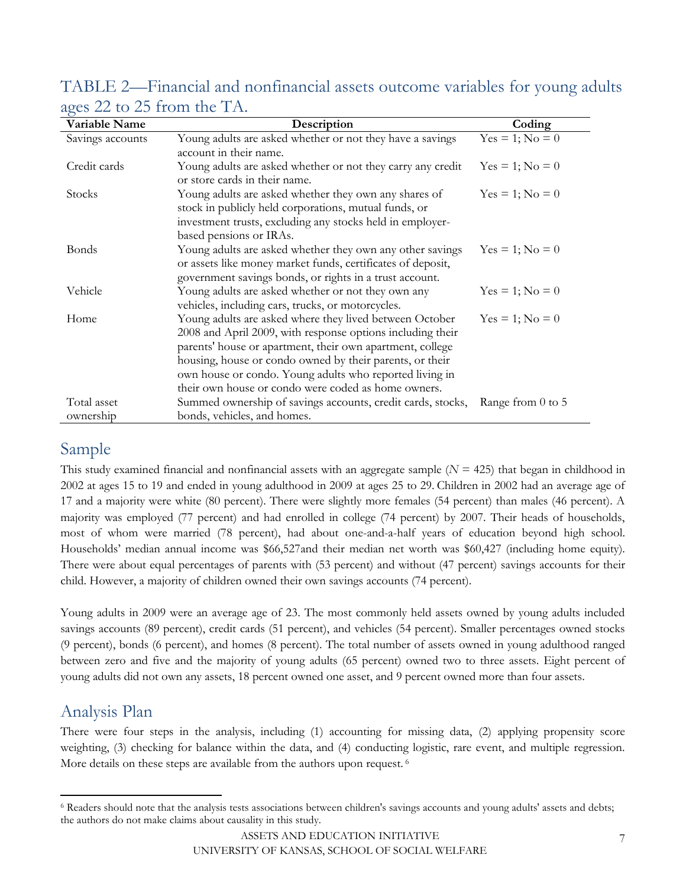## TABLE 2—Financial and nonfinancial assets outcome variables for young adults ages 22 to 25 from the TA.

| Variable Name | Description | Coding |
|---|---|---|
| Savings accounts | Young adults are asked whether or not they have a savings account in their name. | Yes = 1; No = 0 |
| Credit cards | Young adults are asked whether or not they carry any credit or store cards in their name. | Yes = 1; No = 0 |
| Stocks | Young adults are asked whether they own any shares of stock in publicly held corporations, mutual funds, or investment trusts, excluding any stocks held in employer-based pensions or IRAs. | Yes = 1; No = 0 |
| Bonds | Young adults are asked whether they own any other savings or assets like money market funds, certificates of deposit, government savings bonds, or rights in a trust account. | Yes = 1; No = 0 |
| Vehicle | Young adults are asked whether or not they own any vehicles, including cars, trucks, or motorcycles. | Yes = 1; No = 0 |
| Home | Young adults are asked where they lived between October 2008 and April 2009, with response options including their parents' house or apartment, their own apartment, college housing, house or condo owned by their parents, or their own house or condo. Young adults who reported living in their own house or condo were coded as home owners. | Yes = 1; No = 0 |
| Total asset ownership | Summed ownership of savings accounts, credit cards, stocks, bonds, vehicles, and homes. | Range from 0 to 5 |

## Sample

This study examined financial and nonfinancial assets with an aggregate sample (*N* = 425) that began in childhood in 2002 at ages 15 to 19 and ended in young adulthood in 2009 at ages 25 to 29. Children in 2002 had an average age of 17 and a majority were white (80 percent). There were slightly more females (54 percent) than males (46 percent). A majority was employed (77 percent) and had enrolled in college (74 percent) by 2007. Their heads of households, most of whom were married (78 percent), had about one-and-a-half years of education beyond high school. Households' median annual income was $66,527and their median net worth was $60,427 (including home equity). There were about equal percentages of parents with (53 percent) and without (47 percent) savings accounts for their child. However, a majority of children owned their own savings accounts (74 percent).

Young adults in 2009 were an average age of 23. The most commonly held assets owned by young adults included savings accounts (89 percent), credit cards (51 percent), and vehicles (54 percent). Smaller percentages owned stocks (9 percent), bonds (6 percent), and homes (8 percent). The total number of assets owned in young adulthood ranged between zero and five and the majority of young adults (65 percent) owned two to three assets. Eight percent of young adults did not own any assets, 18 percent owned one asset, and 9 percent owned more than four assets.

## Analysis Plan

There were four steps in the analysis, including (1) accounting for missing data, (2) applying propensity score weighting, (3) checking for balance within the data, and (4) conducting logistic, rare event, and multiple regression. More details on these steps are available from the authors upon request.[6]

[6] Readers should note that the analysis tests associations between children's savings accounts and young adults' assets and debts; the authors do not make claims about causality in this study.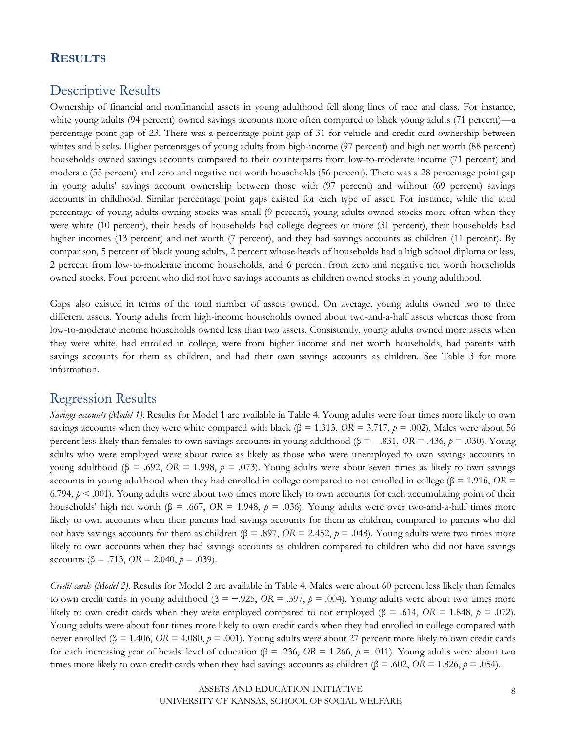## RESULTS

### Descriptive Results

Ownership of financial and nonfinancial assets in young adulthood fell along lines of race and class. For instance, white young adults (94 percent) owned savings accounts more often compared to black young adults (71 percent)—a percentage point gap of 23. There was a percentage point gap of 31 for vehicle and credit card ownership between whites and blacks. Higher percentages of young adults from high-income (97 percent) and high net worth (88 percent) households owned savings accounts compared to their counterparts from low-to-moderate income (71 percent) and moderate (55 percent) and zero and negative net worth households (56 percent). There was a 28 percentage point gap in young adults' savings account ownership between those with (97 percent) and without (69 percent) savings accounts in childhood. Similar percentage point gaps existed for each type of asset. For instance, while the total percentage of young adults owning stocks was small (9 percent), young adults owned stocks more often when they were white (10 percent), their heads of households had college degrees or more (31 percent), their households had higher incomes (13 percent) and net worth (7 percent), and they had savings accounts as children (11 percent). By comparison, 5 percent of black young adults, 2 percent whose heads of households had a high school diploma or less, 2 percent from low-to-moderate income households, and 6 percent from zero and negative net worth households owned stocks. Four percent who did not have savings accounts as children owned stocks in young adulthood.

Gaps also existed in terms of the total number of assets owned. On average, young adults owned two to three different assets. Young adults from high-income households owned about two-and-a-half assets whereas those from low-to-moderate income households owned less than two assets. Consistently, young adults owned more assets when they were white, had enrolled in college, were from higher income and net worth households, had parents with savings accounts for them as children, and had their own savings accounts as children. See Table 3 for more information.

### Regression Results

*Savings accounts (Model 1).* Results for Model 1 are available in Table 4. Young adults were four times more likely to own savings accounts when they were white compared with black ($\beta = 1.313$, $OR = 3.717$, $p = .002$). Males were about 56 percent less likely than females to own savings accounts in young adulthood ($\beta = -.831$, $OR = .436$, $p = .030$). Young adults who were employed were about twice as likely as those who were unemployed to own savings accounts in young adulthood ($\beta = .692$, $OR = 1.998$, $p = .073$). Young adults were about seven times as likely to own savings accounts in young adulthood when they had enrolled in college compared to not enrolled in college ($\beta = 1.916$, $OR = 6.794$, $p < .001$). Young adults were about two times more likely to own accounts for each accumulating point of their households' high net worth ($\beta = .667$, $OR = 1.948$, $p = .036$). Young adults were over two-and-a-half times more likely to own accounts when their parents had savings accounts for them as children, compared to parents who did not have savings accounts for them as children ($\beta = .897$, $OR = 2.452$, $p = .048$). Young adults were two times more likely to own accounts when they had savings accounts as children compared to children who did not have savings accounts ($\beta = .713$, $OR = 2.040$, $p = .039$).

*Credit cards (Model 2).* Results for Model 2 are available in Table 4. Males were about 60 percent less likely than females to own credit cards in young adulthood ($\beta = -.925$, $OR = .397$, $p = .004$). Young adults were about two times more likely to own credit cards when they were employed compared to not employed ($\beta = .614$, $OR = 1.848$, $p = .072$). Young adults were about four times more likely to own credit cards when they had enrolled in college compared with never enrolled ($\beta = 1.406$, $OR = 4.080$, $p = .001$). Young adults were about 27 percent more likely to own credit cards for each increasing year of heads' level of education ($\beta = .236$, $OR = 1.266$, $p = .011$). Young adults were about two times more likely to own credit cards when they had savings accounts as children ($\beta = .602$, $OR = 1.826$, $p = .054$).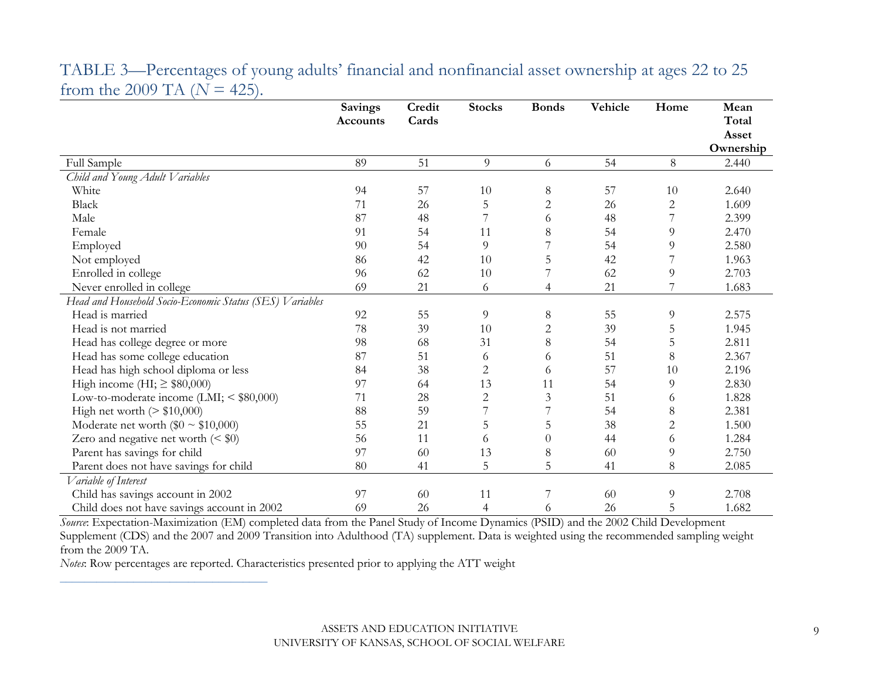TABLE 3—Percentages of young adults' financial and nonfinancial asset ownership at ages 22 to 25 from the 2009 TA ($N$ = 425).

| | Savings Accounts | Credit Cards | Stocks | Bonds | Vehicle | Home | Mean Total Asset Ownership |
|---|---|---|---|---|---|---|---|
| Full Sample | 89 | 51 | 9 | 6 | 54 | 8 | 2.440 |
| *Child and Young Adult Variables* | | | | | | | |
| White | 94 | 57 | 10 | 8 | 57 | 10 | 2.640 |
| Black | 71 | 26 | 5 | 2 | 26 | 2 | 1.609 |
| Male | 87 | 48 | 7 | 6 | 48 | 7 | 2.399 |
| Female | 91 | 54 | 11 | 8 | 54 | 9 | 2.470 |
| Employed | 90 | 54 | 9 | 7 | 54 | 9 | 2.580 |
| Not employed | 86 | 42 | 10 | 5 | 42 | 7 | 1.963 |
| Enrolled in college | 96 | 62 | 10 | 7 | 62 | 9 | 2.703 |
| Never enrolled in college | 69 | 21 | 6 | 4 | 21 | 7 | 1.683 |
| *Head and Household Socio-Economic Status (SES) Variables* | | | | | | | |
| Head is married | 92 | 55 | 9 | 8 | 55 | 9 | 2.575 |
| Head is not married | 78 | 39 | 10 | 2 | 39 | 5 | 1.945 |
| Head has college degree or more | 98 | 68 | 31 | 8 | 54 | 5 | 2.811 |
| Head has some college education | 87 | 51 | 6 | 6 | 51 | 8 | 2.367 |
| Head has high school diploma or less | 84 | 38 | 2 | 6 | 57 | 10 | 2.196 |
| High income (HI; ≥ $80,000) | 97 | 64 | 13 | 11 | 54 | 9 | 2.830 |
| Low-to-moderate income (LMI; < $80,000) | 71 | 28 | 2 | 3 | 51 | 6 | 1.828 |
| High net worth (> $10,000) | 88 | 59 | 7 | 7 | 54 | 8 | 2.381 |
| Moderate net worth ($0 ~ $10,000) | 55 | 21 | 5 | 5 | 38 | 2 | 1.500 |
| Zero and negative net worth (< $0) | 56 | 11 | 6 | 0 | 44 | 6 | 1.284 |
| Parent has savings for child | 97 | 60 | 13 | 8 | 60 | 9 | 2.750 |
| Parent does not have savings for child | 80 | 41 | 5 | 5 | 41 | 8 | 2.085 |
| *Variable of Interest* | | | | | | | |
| Child has savings account in 2002 | 97 | 60 | 11 | 7 | 60 | 9 | 2.708 |
| Child does not have savings account in 2002 | 69 | 26 | 4 | 6 | 26 | 5 | 1.682 |

*Source*: Expectation-Maximization (EM) completed data from the Panel Study of Income Dynamics (PSID) and the 2002 Child Development Supplement (CDS) and the 2007 and 2009 Transition into Adulthood (TA) supplement. Data is weighted using the recommended sampling weight from the 2009 TA.

*Notes*: Row percentages are reported. Characteristics presented prior to applying the ATT weight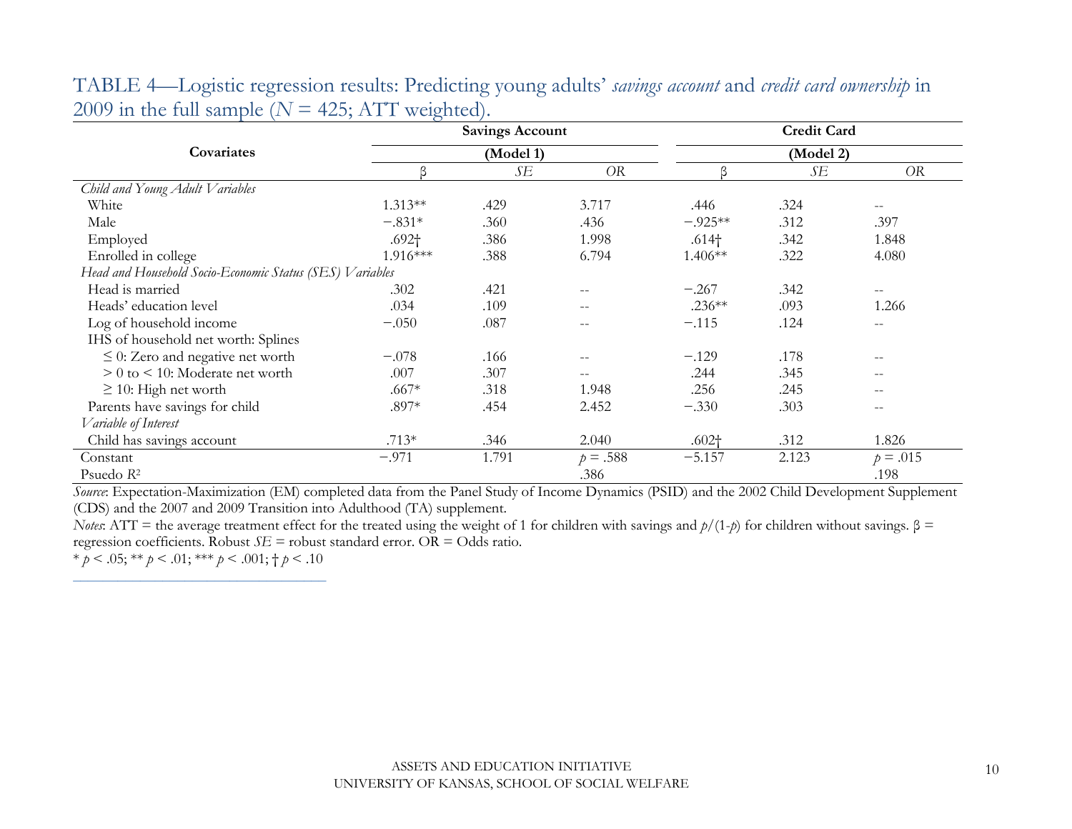TABLE 4—Logistic regression results: Predicting young adults' *savings account* and *credit card ownership* in 2009 in the full sample ($N$ = 425; ATT weighted).

| Covariates | Savings Account (Model 1) | | | Credit Card (Model 2) | | |
|---|---|---|---|---|---|---|
| | β | *SE* | *OR* | β | *SE* | *OR* |
| *Child and Young Adult Variables* | | | | | | |
| White | 1.313** | .429 | 3.717 | .446 | .324 | -- |
| Male | −.831* | .360 | .436 | −.925** | .312 | .397 |
| Employed | .692† | .386 | 1.998 | .614† | .342 | 1.848 |
| Enrolled in college | 1.916*** | .388 | 6.794 | 1.406** | .322 | 4.080 |
| *Head and Household Socio-Economic Status (SES) Variables* | | | | | | |
| Head is married | .302 | .421 | -- | −.267 | .342 | -- |
| Heads' education level | .034 | .109 | -- | .236** | .093 | 1.266 |
| Log of household income | −.050 | .087 | -- | −.115 | .124 | -- |
| IHS of household net worth: Splines | | | | | | |
| ≤ 0: Zero and negative net worth | −.078 | .166 | -- | −.129 | .178 | -- |
| > 0 to < 10: Moderate net worth | .007 | .307 | -- | .244 | .345 | -- |
| ≥ 10: High net worth | .667* | .318 | 1.948 | .256 | .245 | -- |
| Parents have savings for child | .897* | .454 | 2.452 | −.330 | .303 | -- |
| *Variable of Interest* | | | | | | |
| Child has savings account | .713* | .346 | 2.040 | .602† | .312 | 1.826 |
| Constant | −.971 | 1.791 | $p$ = .588 | −5.157 | 2.123 | $p$ = .015 |
| Psuedo $R^2$ | | | .386 | | | .198 |

*Source*: Expectation-Maximization (EM) completed data from the Panel Study of Income Dynamics (PSID) and the 2002 Child Development Supplement (CDS) and the 2007 and 2009 Transition into Adulthood (TA) supplement.
*Notes*: ATT = the average treatment effect for the treated using the weight of 1 for children with savings and $p/(1-p)$ for children without savings. β = regression coefficients. Robust *SE* = robust standard error. OR = Odds ratio.
* $p$ < .05; ** $p$ < .01; *** $p$ < .001; † $p$ < .10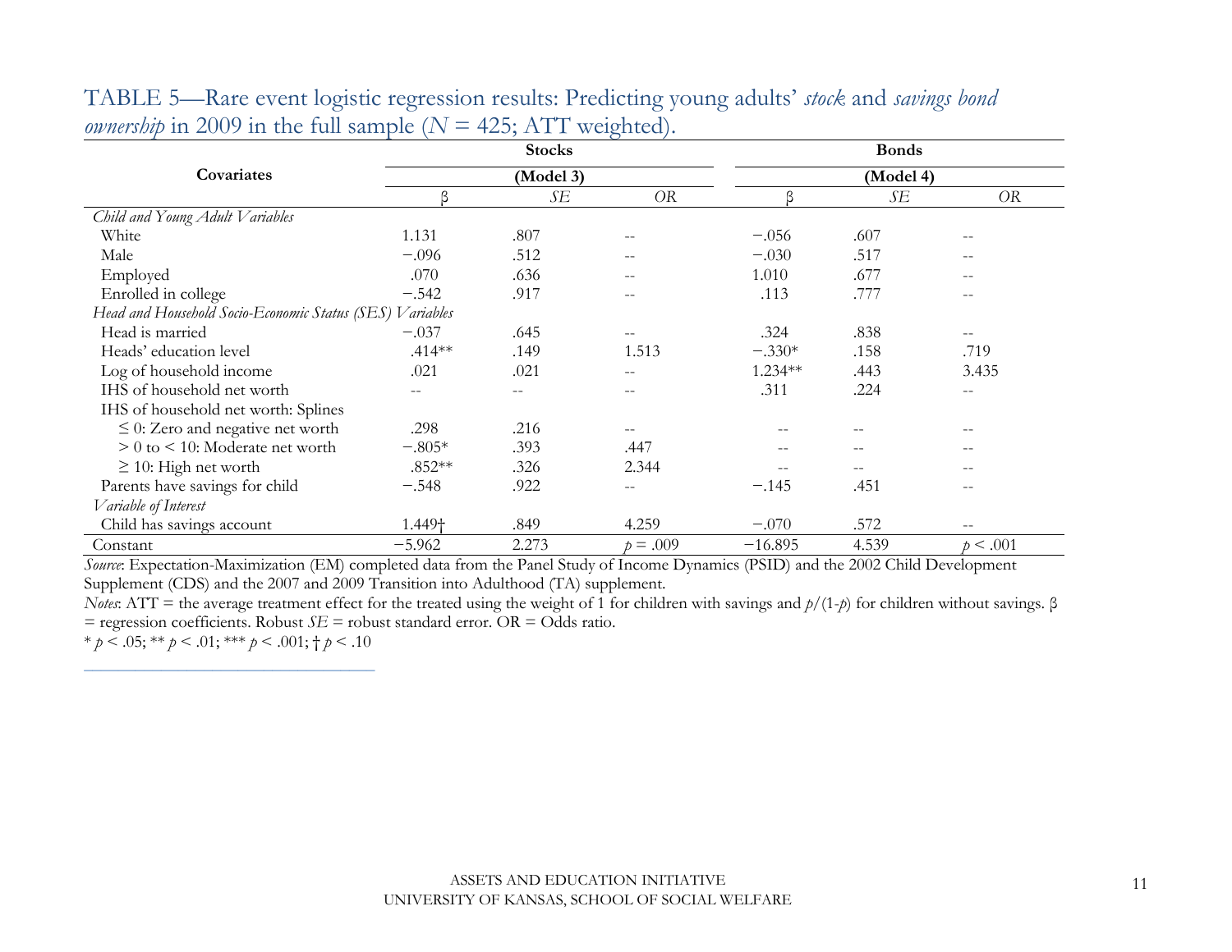TABLE 5—Rare event logistic regression results: Predicting young adults' *stock* and *savings bond ownership* in 2009 in the full sample ($N$ = 425; ATT weighted).

| Covariates | Stocks | | | Bonds | | |
|---|---|---|---|---|---|---|
| | (Model 3) | | | (Model 4) | | |
| | β | *SE* | *OR* | β | *SE* | *OR* |
| *Child and Young Adult Variables* | | | | | | |
| White | 1.131 | .807 | -- | −.056 | .607 | -- |
| Male | −.096 | .512 | -- | −.030 | .517 | -- |
| Employed | .070 | .636 | -- | 1.010 | .677 | -- |
| Enrolled in college | −.542 | .917 | -- | .113 | .777 | -- |
| *Head and Household Socio-Economic Status (SES) Variables* | | | | | | |
| Head is married | −.037 | .645 | -- | .324 | .838 | -- |
| Heads' education level | .414** | .149 | 1.513 | −.330* | .158 | .719 |
| Log of household income | .021 | .021 | -- | 1.234** | .443 | 3.435 |
| IHS of household net worth | -- | -- | -- | .311 | .224 | -- |
| IHS of household net worth: Splines | | | | | | |
| ≤ 0: Zero and negative net worth | .298 | .216 | -- | -- | -- | -- |
| > 0 to < 10: Moderate net worth | −.805* | .393 | .447 | -- | -- | -- |
| ≥ 10: High net worth | .852** | .326 | 2.344 | -- | -- | -- |
| Parents have savings for child | −.548 | .922 | -- | −.145 | .451 | -- |
| *Variable of Interest* | | | | | | |
| Child has savings account | 1.449† | .849 | 4.259 | −.070 | .572 | -- |
| Constant | −5.962 | 2.273 | $p$ = .009 | −16.895 | 4.539 | $p$ < .001 |

*Source*: Expectation-Maximization (EM) completed data from the Panel Study of Income Dynamics (PSID) and the 2002 Child Development Supplement (CDS) and the 2007 and 2009 Transition into Adulthood (TA) supplement.

*Notes*: ATT = the average treatment effect for the treated using the weight of 1 for children with savings and $p/(1\text{-}p)$ for children without savings. β = regression coefficients. Robust *SE* = robust standard error. OR = Odds ratio.

* $p$ < .05; ** $p$ < .01; *** $p$ < .001; † $p$ < .10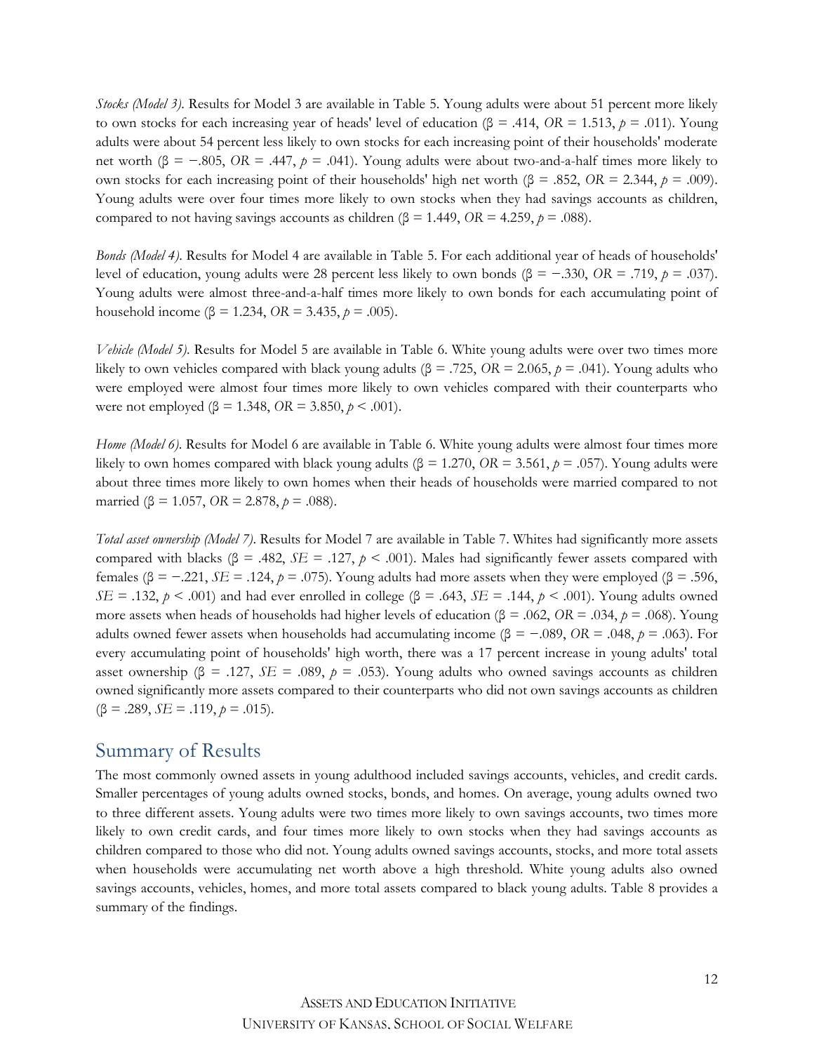*Stocks (Model 3).* Results for Model 3 are available in Table 5. Young adults were about 51 percent more likely to own stocks for each increasing year of heads' level of education (β = .414, *OR* = 1.513, $p$ = .011). Young adults were about 54 percent less likely to own stocks for each increasing point of their households' moderate net worth (β = −.805, *OR* = .447, $p$ = .041). Young adults were about two-and-a-half times more likely to own stocks for each increasing point of their households' high net worth (β = .852, *OR* = 2.344, $p$ = .009). Young adults were over four times more likely to own stocks when they had savings accounts as children, compared to not having savings accounts as children (β = 1.449, *OR* = 4.259, $p$ = .088).

*Bonds (Model 4).* Results for Model 4 are available in Table 5. For each additional year of heads of households' level of education, young adults were 28 percent less likely to own bonds (β = −.330, *OR* = .719, $p$ = .037). Young adults were almost three-and-a-half times more likely to own bonds for each accumulating point of household income (β = 1.234, *OR* = 3.435, $p$ = .005).

*Vehicle (Model 5).* Results for Model 5 are available in Table 6. White young adults were over two times more likely to own vehicles compared with black young adults (β = .725, *OR* = 2.065, $p$ = .041). Young adults who were employed were almost four times more likely to own vehicles compared with their counterparts who were not employed (β = 1.348, *OR* = 3.850, $p$ < .001).

*Home (Model 6).* Results for Model 6 are available in Table 6. White young adults were almost four times more likely to own homes compared with black young adults (β = 1.270, *OR* = 3.561, $p$ = .057). Young adults were about three times more likely to own homes when their heads of households were married compared to not married (β = 1.057, *OR* = 2.878, $p$ = .088).

*Total asset ownership (Model 7).* Results for Model 7 are available in Table 7. Whites had significantly more assets compared with blacks (β = .482, *SE* = .127, $p$ < .001). Males had significantly fewer assets compared with females (β = −.221, *SE* = .124, $p$ = .075). Young adults had more assets when they were employed (β = .596, *SE* = .132, $p$ < .001) and had ever enrolled in college (β = .643, *SE* = .144, $p$ < .001). Young adults owned more assets when heads of households had higher levels of education (β = .062, *OR* = .034, $p$ = .068). Young adults owned fewer assets when households had accumulating income (β = −.089, *OR* = .048, $p$ = .063). For every accumulating point of households' high worth, there was a 17 percent increase in young adults' total asset ownership (β = .127, *SE* = .089, $p$ = .053). Young adults who owned savings accounts as children owned significantly more assets compared to their counterparts who did not own savings accounts as children (β = .289, *SE* = .119, $p$ = .015).

## Summary of Results

The most commonly owned assets in young adulthood included savings accounts, vehicles, and credit cards. Smaller percentages of young adults owned stocks, bonds, and homes. On average, young adults owned two to three different assets. Young adults were two times more likely to own savings accounts, two times more likely to own credit cards, and four times more likely to own stocks when they had savings accounts as children compared to those who did not. Young adults owned savings accounts, stocks, and more total assets when households were accumulating net worth above a high threshold. White young adults also owned savings accounts, vehicles, homes, and more total assets compared to black young adults. Table 8 provides a summary of the findings.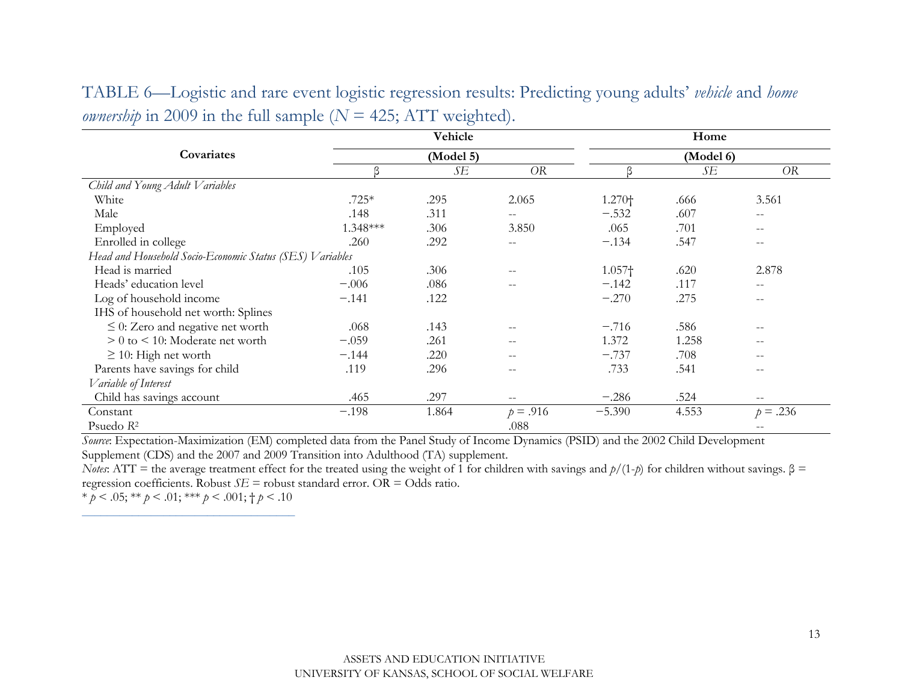TABLE 6—Logistic and rare event logistic regression results: Predicting young adults' *vehicle* and *home ownership* in 2009 in the full sample ($N$ = 425; ATT weighted).

| Covariates | Vehicle (Model 5) β | *SE* | *OR* | Home (Model 6) β | *SE* | *OR* |
|---|---|---|---|---|---|---|
| *Child and Young Adult Variables* | | | | | | |
| White | .725* | .295 | 2.065 | 1.270† | .666 | 3.561 |
| Male | .148 | .311 | -- | −.532 | .607 | -- |
| Employed | 1.348*** | .306 | 3.850 | .065 | .701 | -- |
| Enrolled in college | .260 | .292 | -- | −.134 | .547 | -- |
| *Head and Household Socio-Economic Status (SES) Variables* | | | | | | |
| Head is married | .105 | .306 | -- | 1.057† | .620 | 2.878 |
| Heads' education level | −.006 | .086 | -- | −.142 | .117 | -- |
| Log of household income | −.141 | .122 | | −.270 | .275 | -- |
| IHS of household net worth: Splines | | | | | | |
| ≤ 0: Zero and negative net worth | .068 | .143 | -- | −.716 | .586 | -- |
| > 0 to < 10: Moderate net worth | −.059 | .261 | -- | 1.372 | 1.258 | -- |
| ≥ 10: High net worth | −.144 | .220 | -- | −.737 | .708 | -- |
| Parents have savings for child | .119 | .296 | -- | .733 | .541 | -- |
| *Variable of Interest* | | | | | | |
| Child has savings account | .465 | .297 | -- | −.286 | .524 | -- |
| Constant | −.198 | 1.864 | $p$ = .916 | −5.390 | 4.553 | $p$ = .236 |
| Psuedo $R^2$ | | | .088 | | | -- |

*Source*: Expectation-Maximization (EM) completed data from the Panel Study of Income Dynamics (PSID) and the 2002 Child Development Supplement (CDS) and the 2007 and 2009 Transition into Adulthood (TA) supplement.

*Notes*: ATT = the average treatment effect for the treated using the weight of 1 for children with savings and $p/(1-p)$ for children without savings. β = regression coefficients. Robust *SE* = robust standard error. OR = Odds ratio.

* $p < .05$; ** $p < .01$; *** $p < .001$; † $p < .10$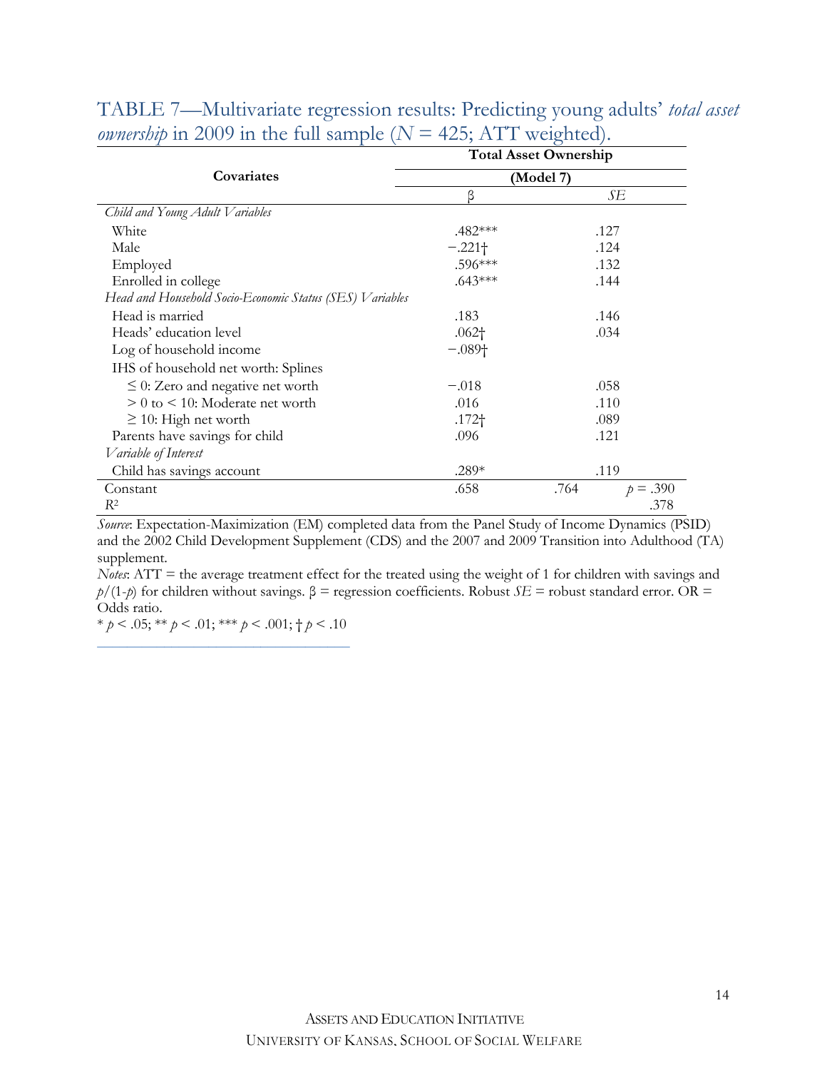TABLE 7—Multivariate regression results: Predicting young adults' *total asset ownership* in 2009 in the full sample ($N$ = 425; ATT weighted).

| Covariates | Total Asset Ownership (Model 7) | |
|---|---|---|
| | β | *SE* |
| *Child and Young Adult Variables* | | |
| White | .482*** | .127 |
| Male | −.221† | .124 |
| Employed | .596*** | .132 |
| Enrolled in college | .643*** | .144 |
| *Head and Household Socio-Economic Status (SES) Variables* | | |
| Head is married | .183 | .146 |
| Heads' education level | .062† | .034 |
| Log of household income | −.089† | |
| IHS of household net worth: Splines | | |
| ≤ 0: Zero and negative net worth | −.018 | .058 |
| > 0 to < 10: Moderate net worth | .016 | .110 |
| ≥ 10: High net worth | .172† | .089 |
| Parents have savings for child | .096 | .121 |
| *Variable of Interest* | | |
| Child has savings account | .289* | .119 |
| Constant | .658 | .764 $p$ = .390 |
| $R^2$ | | .378 |

*Source*: Expectation-Maximization (EM) completed data from the Panel Study of Income Dynamics (PSID) and the 2002 Child Development Supplement (CDS) and the 2007 and 2009 Transition into Adulthood (TA) supplement.

*Notes*: ATT = the average treatment effect for the treated using the weight of 1 for children with savings and $p/(1\text{-}p)$ for children without savings. β = regression coefficients. Robust *SE* = robust standard error. OR = Odds ratio.

* $p < .05$; ** $p < .01$; *** $p < .001$; † $p < .10$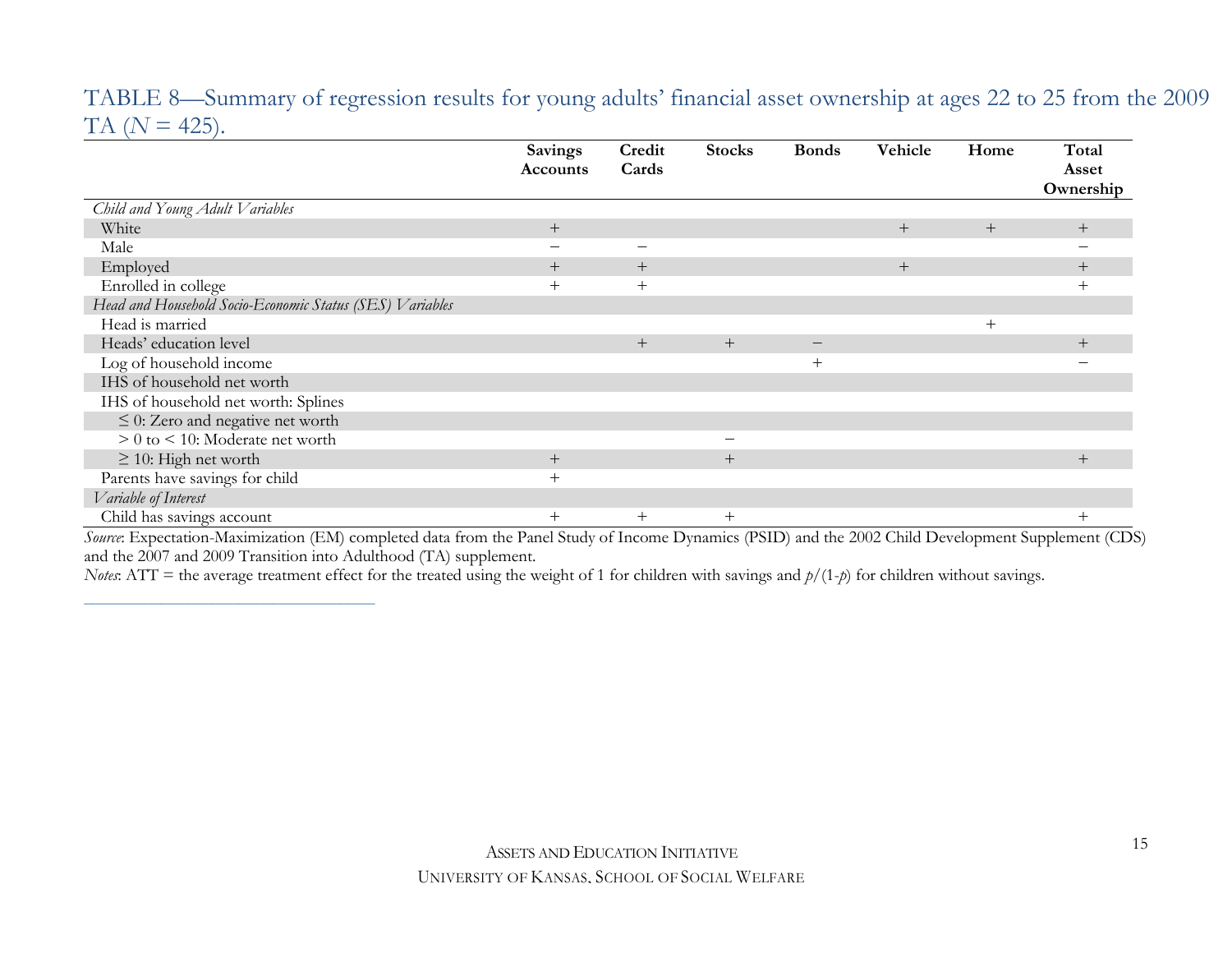TABLE 8—Summary of regression results for young adults' financial asset ownership at ages 22 to 25 from the 2009 TA ($N$ = 425).

| | Savings Accounts | Credit Cards | Stocks | Bonds | Vehicle | Home | Total Asset Ownership |
|---|---|---|---|---|---|---|---|
| *Child and Young Adult Variables* | | | | | | | |
| White | + | | | | + | + | + |
| Male | − | − | | | | | − |
| Employed | + | + | | | + | | + |
| Enrolled in college | + | + | | | | | + |
| *Head and Household Socio-Economic Status (SES) Variables* | | | | | | | |
| Head is married | | | | | | + | |
| Heads' education level | | + | + | − | | | + |
| Log of household income | | | | + | | | − |
| IHS of household net worth | | | | | | | |
| IHS of household net worth: Splines | | | | | | | |
| ≤ 0: Zero and negative net worth | | | | | | | |
| > 0 to < 10: Moderate net worth | | | − | | | | |
| ≥ 10: High net worth | + | | + | | | | + |
| Parents have savings for child | + | | | | | | |
| *Variable of Interest* | | | | | | | |
| Child has savings account | + | + | + | | | | + |

*Source*: Expectation-Maximization (EM) completed data from the Panel Study of Income Dynamics (PSID) and the 2002 Child Development Supplement (CDS) and the 2007 and 2009 Transition into Adulthood (TA) supplement.

*Notes*: ATT = the average treatment effect for the treated using the weight of 1 for children with savings and $p/(1\text{-}p)$ for children without savings.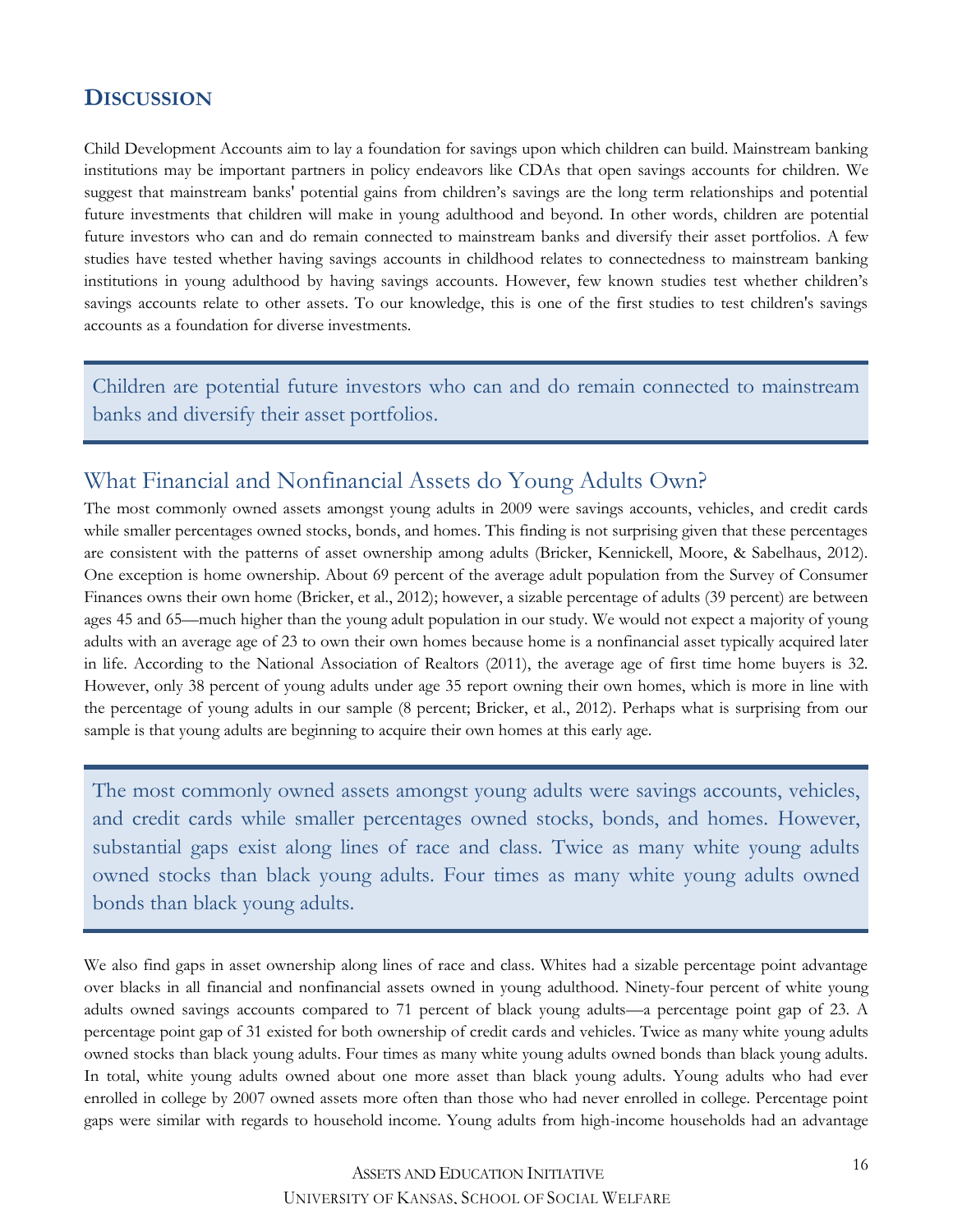## Discussion

Child Development Accounts aim to lay a foundation for savings upon which children can build. Mainstream banking institutions may be important partners in policy endeavors like CDAs that open savings accounts for children. We suggest that mainstream banks' potential gains from children's savings are the long term relationships and potential future investments that children will make in young adulthood and beyond. In other words, children are potential future investors who can and do remain connected to mainstream banks and diversify their asset portfolios. A few studies have tested whether having savings accounts in childhood relates to connectedness to mainstream banking institutions in young adulthood by having savings accounts. However, few known studies test whether children's savings accounts relate to other assets. To our knowledge, this is one of the first studies to test children's savings accounts as a foundation for diverse investments.

> Children are potential future investors who can and do remain connected to mainstream banks and diversify their asset portfolios.

### What Financial and Nonfinancial Assets do Young Adults Own?

The most commonly owned assets amongst young adults in 2009 were savings accounts, vehicles, and credit cards while smaller percentages owned stocks, bonds, and homes. This finding is not surprising given that these percentages are consistent with the patterns of asset ownership among adults (Bricker, Kennickell, Moore, & Sabelhaus, 2012). One exception is home ownership. About 69 percent of the average adult population from the Survey of Consumer Finances owns their own home (Bricker, et al., 2012); however, a sizable percentage of adults (39 percent) are between ages 45 and 65—much higher than the young adult population in our study. We would not expect a majority of young adults with an average age of 23 to own their own homes because home is a nonfinancial asset typically acquired later in life. According to the National Association of Realtors (2011), the average age of first time home buyers is 32. However, only 38 percent of young adults under age 35 report owning their own homes, which is more in line with the percentage of young adults in our sample (8 percent; Bricker, et al., 2012). Perhaps what is surprising from our sample is that young adults are beginning to acquire their own homes at this early age.

> The most commonly owned assets amongst young adults were savings accounts, vehicles, and credit cards while smaller percentages owned stocks, bonds, and homes. However, substantial gaps exist along lines of race and class. Twice as many white young adults owned stocks than black young adults. Four times as many white young adults owned bonds than black young adults.

We also find gaps in asset ownership along lines of race and class. Whites had a sizable percentage point advantage over blacks in all financial and nonfinancial assets owned in young adulthood. Ninety-four percent of white young adults owned savings accounts compared to 71 percent of black young adults—a percentage point gap of 23. A percentage point gap of 31 existed for both ownership of credit cards and vehicles. Twice as many white young adults owned stocks than black young adults. Four times as many white young adults owned bonds than black young adults. In total, white young adults owned about one more asset than black young adults. Young adults who had ever enrolled in college by 2007 owned assets more often than those who had never enrolled in college. Percentage point gaps were similar with regards to household income. Young adults from high-income households had an advantage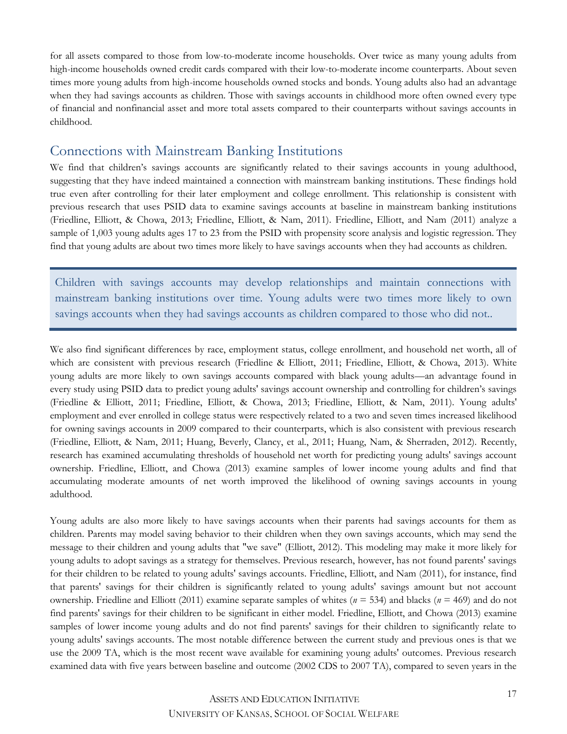for all assets compared to those from low-to-moderate income households. Over twice as many young adults from high-income households owned credit cards compared with their low-to-moderate income counterparts. About seven times more young adults from high-income households owned stocks and bonds. Young adults also had an advantage when they had savings accounts as children. Those with savings accounts in childhood more often owned every type of financial and nonfinancial asset and more total assets compared to their counterparts without savings accounts in childhood.

## Connections with Mainstream Banking Institutions

We find that children's savings accounts are significantly related to their savings accounts in young adulthood, suggesting that they have indeed maintained a connection with mainstream banking institutions. These findings hold true even after controlling for their later employment and college enrollment. This relationship is consistent with previous research that uses PSID data to examine savings accounts at baseline in mainstream banking institutions (Friedline, Elliott, & Chowa, 2013; Friedline, Elliott, & Nam, 2011). Friedline, Elliott, and Nam (2011) analyze a sample of 1,003 young adults ages 17 to 23 from the PSID with propensity score analysis and logistic regression. They find that young adults are about two times more likely to have savings accounts when they had accounts as children.

> Children with savings accounts may develop relationships and maintain connections with mainstream banking institutions over time. Young adults were two times more likely to own savings accounts when they had savings accounts as children compared to those who did not..

We also find significant differences by race, employment status, college enrollment, and household net worth, all of which are consistent with previous research (Friedline & Elliott, 2011; Friedline, Elliott, & Chowa, 2013). White young adults are more likely to own savings accounts compared with black young adults—an advantage found in every study using PSID data to predict young adults' savings account ownership and controlling for children's savings (Friedline & Elliott, 2011; Friedline, Elliott, & Chowa, 2013; Friedline, Elliott, & Nam, 2011). Young adults' employment and ever enrolled in college status were respectively related to a two and seven times increased likelihood for owning savings accounts in 2009 compared to their counterparts, which is also consistent with previous research (Friedline, Elliott, & Nam, 2011; Huang, Beverly, Clancy, et al., 2011; Huang, Nam, & Sherraden, 2012). Recently, research has examined accumulating thresholds of household net worth for predicting young adults' savings account ownership. Friedline, Elliott, and Chowa (2013) examine samples of lower income young adults and find that accumulating moderate amounts of net worth improved the likelihood of owning savings accounts in young adulthood.

Young adults are also more likely to have savings accounts when their parents had savings accounts for them as children. Parents may model saving behavior to their children when they own savings accounts, which may send the message to their children and young adults that "we save" (Elliott, 2012). This modeling may make it more likely for young adults to adopt savings as a strategy for themselves. Previous research, however, has not found parents' savings for their children to be related to young adults' savings accounts. Friedline, Elliott, and Nam (2011), for instance, find that parents' savings for their children is significantly related to young adults' savings amount but not account ownership. Friedline and Elliott (2011) examine separate samples of whites ($n$ = 534) and blacks ($n$ = 469) and do not find parents' savings for their children to be significant in either model. Friedline, Elliott, and Chowa (2013) examine samples of lower income young adults and do not find parents' savings for their children to significantly relate to young adults' savings accounts. The most notable difference between the current study and previous ones is that we use the 2009 TA, which is the most recent wave available for examining young adults' outcomes. Previous research examined data with five years between baseline and outcome (2002 CDS to 2007 TA), compared to seven years in the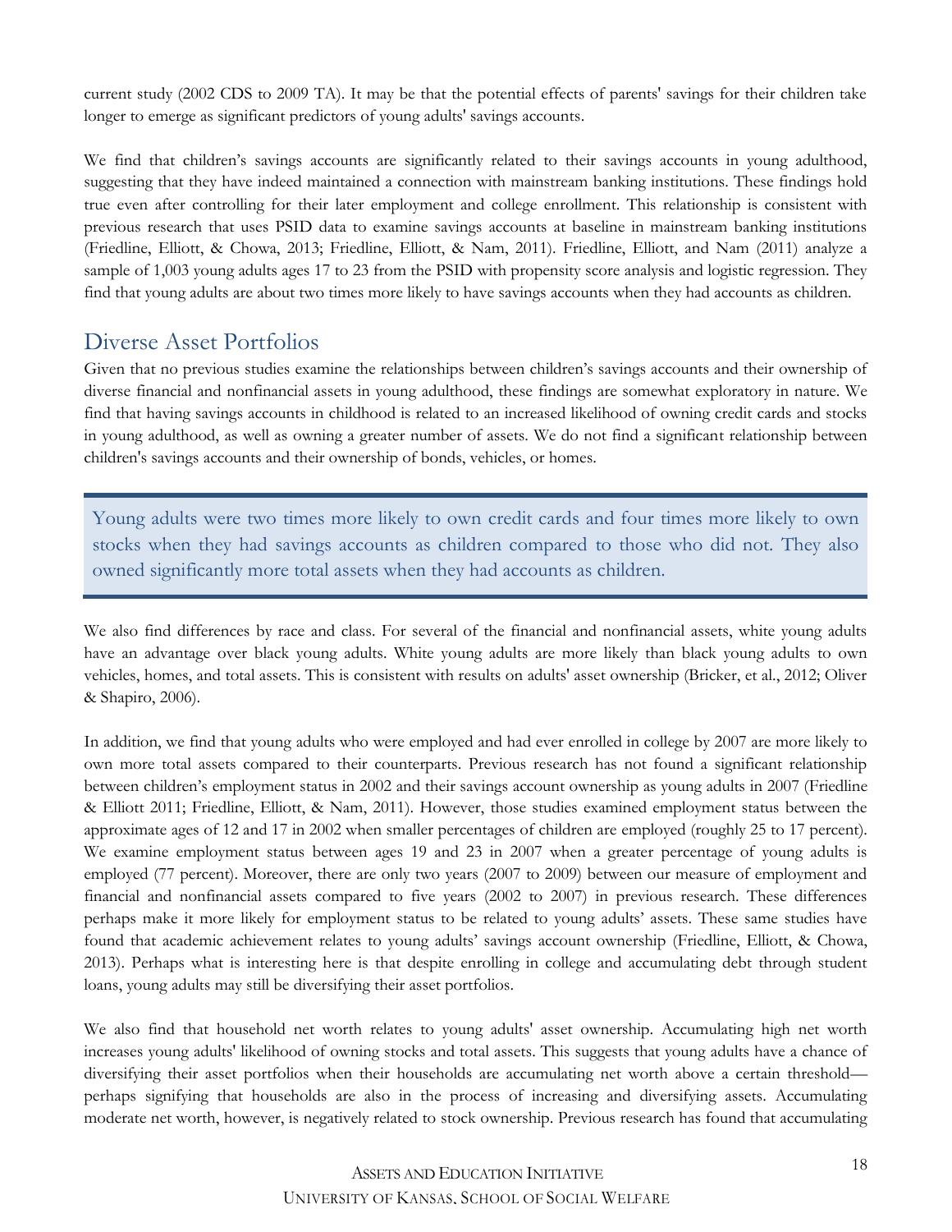current study (2002 CDS to 2009 TA). It may be that the potential effects of parents' savings for their children take longer to emerge as significant predictors of young adults' savings accounts.

We find that children's savings accounts are significantly related to their savings accounts in young adulthood, suggesting that they have indeed maintained a connection with mainstream banking institutions. These findings hold true even after controlling for their later employment and college enrollment. This relationship is consistent with previous research that uses PSID data to examine savings accounts at baseline in mainstream banking institutions (Friedline, Elliott, & Chowa, 2013; Friedline, Elliott, & Nam, 2011). Friedline, Elliott, and Nam (2011) analyze a sample of 1,003 young adults ages 17 to 23 from the PSID with propensity score analysis and logistic regression. They find that young adults are about two times more likely to have savings accounts when they had accounts as children.

## Diverse Asset Portfolios

Given that no previous studies examine the relationships between children's savings accounts and their ownership of diverse financial and nonfinancial assets in young adulthood, these findings are somewhat exploratory in nature. We find that having savings accounts in childhood is related to an increased likelihood of owning credit cards and stocks in young adulthood, as well as owning a greater number of assets. We do not find a significant relationship between children's savings accounts and their ownership of bonds, vehicles, or homes.

> Young adults were two times more likely to own credit cards and four times more likely to own stocks when they had savings accounts as children compared to those who did not. They also owned significantly more total assets when they had accounts as children.

We also find differences by race and class. For several of the financial and nonfinancial assets, white young adults have an advantage over black young adults. White young adults are more likely than black young adults to own vehicles, homes, and total assets. This is consistent with results on adults' asset ownership (Bricker, et al., 2012; Oliver & Shapiro, 2006).

In addition, we find that young adults who were employed and had ever enrolled in college by 2007 are more likely to own more total assets compared to their counterparts. Previous research has not found a significant relationship between children's employment status in 2002 and their savings account ownership as young adults in 2007 (Friedline & Elliott 2011; Friedline, Elliott, & Nam, 2011). However, those studies examined employment status between the approximate ages of 12 and 17 in 2002 when smaller percentages of children are employed (roughly 25 to 17 percent). We examine employment status between ages 19 and 23 in 2007 when a greater percentage of young adults is employed (77 percent). Moreover, there are only two years (2007 to 2009) between our measure of employment and financial and nonfinancial assets compared to five years (2002 to 2007) in previous research. These differences perhaps make it more likely for employment status to be related to young adults' assets. These same studies have found that academic achievement relates to young adults' savings account ownership (Friedline, Elliott, & Chowa, 2013). Perhaps what is interesting here is that despite enrolling in college and accumulating debt through student loans, young adults may still be diversifying their asset portfolios.

We also find that household net worth relates to young adults' asset ownership. Accumulating high net worth increases young adults' likelihood of owning stocks and total assets. This suggests that young adults have a chance of diversifying their asset portfolios when their households are accumulating net worth above a certain threshold—perhaps signifying that households are also in the process of increasing and diversifying assets. Accumulating moderate net worth, however, is negatively related to stock ownership. Previous research has found that accumulating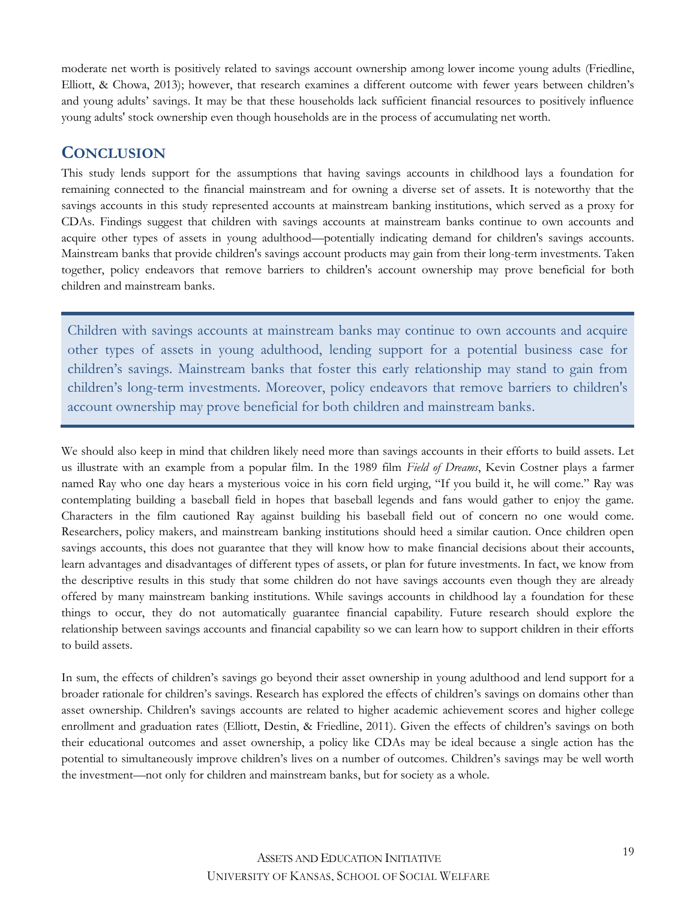moderate net worth is positively related to savings account ownership among lower income young adults (Friedline, Elliott, & Chowa, 2013); however, that research examines a different outcome with fewer years between children's and young adults' savings. It may be that these households lack sufficient financial resources to positively influence young adults' stock ownership even though households are in the process of accumulating net worth.

## CONCLUSION

This study lends support for the assumptions that having savings accounts in childhood lays a foundation for remaining connected to the financial mainstream and for owning a diverse set of assets. It is noteworthy that the savings accounts in this study represented accounts at mainstream banking institutions, which served as a proxy for CDAs. Findings suggest that children with savings accounts at mainstream banks continue to own accounts and acquire other types of assets in young adulthood—potentially indicating demand for children's savings accounts. Mainstream banks that provide children's savings account products may gain from their long-term investments. Taken together, policy endeavors that remove barriers to children's account ownership may prove beneficial for both children and mainstream banks.

> Children with savings accounts at mainstream banks may continue to own accounts and acquire other types of assets in young adulthood, lending support for a potential business case for children's savings. Mainstream banks that foster this early relationship may stand to gain from children's long-term investments. Moreover, policy endeavors that remove barriers to children's account ownership may prove beneficial for both children and mainstream banks.

We should also keep in mind that children likely need more than savings accounts in their efforts to build assets. Let us illustrate with an example from a popular film. In the 1989 film *Field of Dreams*, Kevin Costner plays a farmer named Ray who one day hears a mysterious voice in his corn field urging, "If you build it, he will come." Ray was contemplating building a baseball field in hopes that baseball legends and fans would gather to enjoy the game. Characters in the film cautioned Ray against building his baseball field out of concern no one would come. Researchers, policy makers, and mainstream banking institutions should heed a similar caution. Once children open savings accounts, this does not guarantee that they will know how to make financial decisions about their accounts, learn advantages and disadvantages of different types of assets, or plan for future investments. In fact, we know from the descriptive results in this study that some children do not have savings accounts even though they are already offered by many mainstream banking institutions. While savings accounts in childhood lay a foundation for these things to occur, they do not automatically guarantee financial capability. Future research should explore the relationship between savings accounts and financial capability so we can learn how to support children in their efforts to build assets.

In sum, the effects of children's savings go beyond their asset ownership in young adulthood and lend support for a broader rationale for children's savings. Research has explored the effects of children's savings on domains other than asset ownership. Children's savings accounts are related to higher academic achievement scores and higher college enrollment and graduation rates (Elliott, Destin, & Friedline, 2011). Given the effects of children's savings on both their educational outcomes and asset ownership, a policy like CDAs may be ideal because a single action has the potential to simultaneously improve children's lives on a number of outcomes. Children's savings may be well worth the investment—not only for children and mainstream banks, but for society as a whole.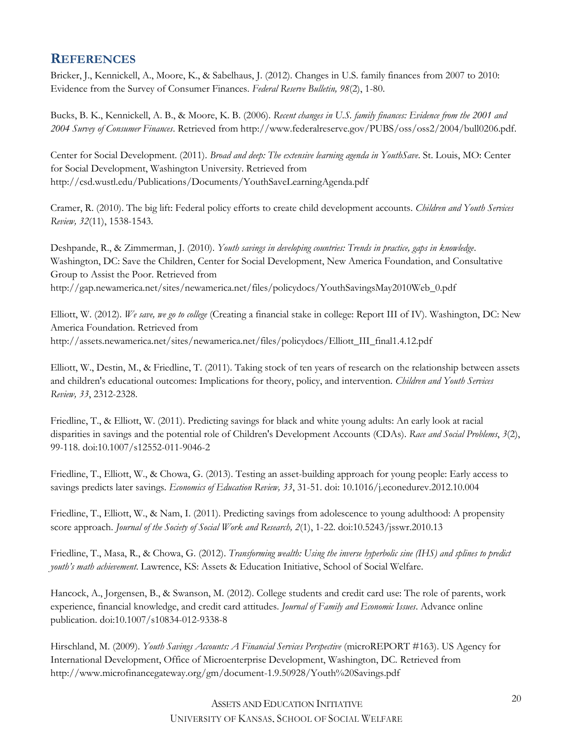## REFERENCES

Bricker, J., Kennickell, A., Moore, K., & Sabelhaus, J. (2012). Changes in U.S. family finances from 2007 to 2010: Evidence from the Survey of Consumer Finances. *Federal Reserve Bulletin, 98*(2), 1-80.

Bucks, B. K., Kennickell, A. B., & Moore, K. B. (2006). *Recent changes in U.S. family finances: Evidence from the 2001 and 2004 Survey of Consumer Finances*. Retrieved from http://www.federalreserve.gov/PUBS/oss/oss2/2004/bull0206.pdf.

Center for Social Development. (2011). *Broad and deep: The extensive learning agenda in YouthSave*. St. Louis, MO: Center for Social Development, Washington University. Retrieved from http://csd.wustl.edu/Publications/Documents/YouthSaveLearningAgenda.pdf

Cramer, R. (2010). The big lift: Federal policy efforts to create child development accounts. *Children and Youth Services Review, 32*(11), 1538-1543.

Deshpande, R., & Zimmerman, J. (2010). *Youth savings in developing countries: Trends in practice, gaps in knowledge*. Washington, DC: Save the Children, Center for Social Development, New America Foundation, and Consultative Group to Assist the Poor. Retrieved from http://gap.newamerica.net/sites/newamerica.net/files/policydocs/YouthSavingsMay2010Web_0.pdf

Elliott, W. (2012). *We save, we go to college* (Creating a financial stake in college: Report III of IV). Washington, DC: New America Foundation. Retrieved from http://assets.newamerica.net/sites/newamerica.net/files/policydocs/Elliott_III_final1.4.12.pdf

Elliott, W., Destin, M., & Friedline, T. (2011). Taking stock of ten years of research on the relationship between assets and children's educational outcomes: Implications for theory, policy, and intervention. *Children and Youth Services Review, 33*, 2312-2328.

Friedline, T., & Elliott, W. (2011). Predicting savings for black and white young adults: An early look at racial disparities in savings and the potential role of Children's Development Accounts (CDAs). *Race and Social Problems*, *3*(2), 99-118. doi:10.1007/s12552-011-9046-2

Friedline, T., Elliott, W., & Chowa, G. (2013). Testing an asset-building approach for young people: Early access to savings predicts later savings. *Economics of Education Review, 33*, 31-51. doi: 10.1016/j.econedurev.2012.10.004

Friedline, T., Elliott, W., & Nam, I. (2011). Predicting savings from adolescence to young adulthood: A propensity score approach. *Journal of the Society of Social Work and Research, 2*(1), 1-22. doi:10.5243/jsswr.2010.13

Friedline, T., Masa, R., & Chowa, G. (2012). *Transforming wealth: Using the inverse hyperbolic sine (IHS) and splines to predict youth's math achievement*. Lawrence, KS: Assets & Education Initiative, School of Social Welfare.

Hancock, A., Jorgensen, B., & Swanson, M. (2012). College students and credit card use: The role of parents, work experience, financial knowledge, and credit card attitudes. *Journal of Family and Economic Issues*. Advance online publication. doi:10.1007/s10834-012-9338-8

Hirschland, M. (2009). *Youth Savings Accounts: A Financial Services Perspective* (microREPORT #163). US Agency for International Development, Office of Microenterprise Development, Washington, DC. Retrieved from http://www.microfinancegateway.org/gm/document-1.9.50928/Youth%20Savings.pdf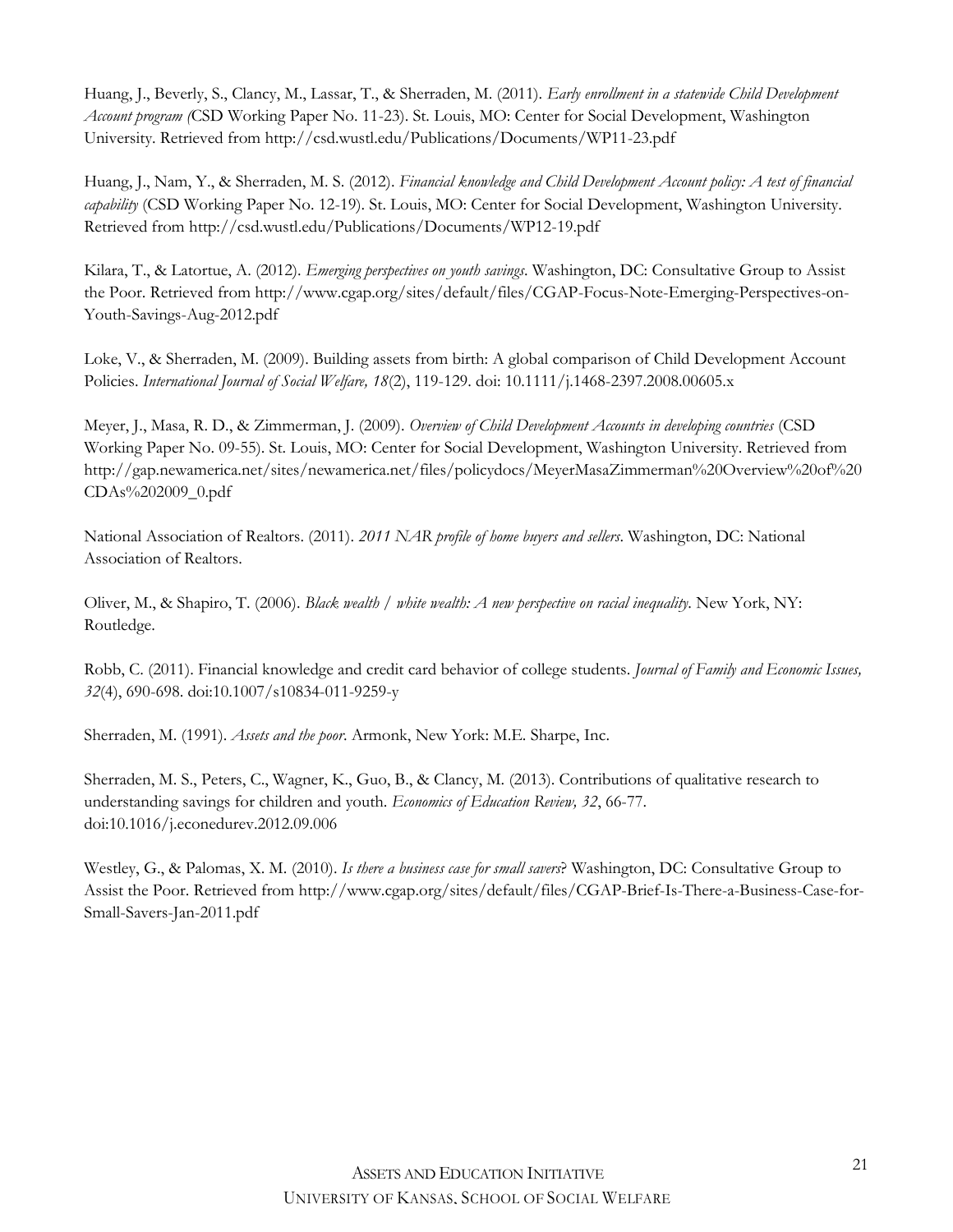Huang, J., Beverly, S., Clancy, M., Lassar, T., & Sherraden, M. (2011). *Early enrollment in a statewide Child Development Account program (*CSD Working Paper No. 11-23). St. Louis, MO: Center for Social Development, Washington University. Retrieved from http://csd.wustl.edu/Publications/Documents/WP11-23.pdf

Huang, J., Nam, Y., & Sherraden, M. S. (2012). *Financial knowledge and Child Development Account policy: A test of financial capability* (CSD Working Paper No. 12-19). St. Louis, MO: Center for Social Development, Washington University. Retrieved from http://csd.wustl.edu/Publications/Documents/WP12-19.pdf

Kilara, T., & Latortue, A. (2012). *Emerging perspectives on youth savings*. Washington, DC: Consultative Group to Assist the Poor. Retrieved from http://www.cgap.org/sites/default/files/CGAP-Focus-Note-Emerging-Perspectives-on-Youth-Savings-Aug-2012.pdf

Loke, V., & Sherraden, M. (2009). Building assets from birth: A global comparison of Child Development Account Policies. *International Journal of Social Welfare, 18*(2), 119-129. doi: 10.1111/j.1468-2397.2008.00605.x

Meyer, J., Masa, R. D., & Zimmerman, J. (2009). *Overview of Child Development Accounts in developing countries* (CSD Working Paper No. 09-55). St. Louis, MO: Center for Social Development, Washington University. Retrieved from http://gap.newamerica.net/sites/newamerica.net/files/policydocs/MeyerMasaZimmerman%20Overview%20of%20CDAs%202009_0.pdf

National Association of Realtors. (2011). *2011 NAR profile of home buyers and sellers*. Washington, DC: National Association of Realtors.

Oliver, M., & Shapiro, T. (2006). *Black wealth / white wealth: A new perspective on racial inequality*. New York, NY: Routledge.

Robb, C. (2011). Financial knowledge and credit card behavior of college students. *Journal of Family and Economic Issues, 32*(4), 690-698. doi:10.1007/s10834-011-9259-y

Sherraden, M. (1991). *Assets and the poor.* Armonk, New York: M.E. Sharpe, Inc.

Sherraden, M. S., Peters, C., Wagner, K., Guo, B., & Clancy, M. (2013). Contributions of qualitative research to understanding savings for children and youth. *Economics of Education Review, 32*, 66-77. doi:10.1016/j.econedurev.2012.09.006

Westley, G., & Palomas, X. M. (2010). *Is there a business case for small savers*? Washington, DC: Consultative Group to Assist the Poor. Retrieved from http://www.cgap.org/sites/default/files/CGAP-Brief-Is-There-a-Business-Case-for-Small-Savers-Jan-2011.pdf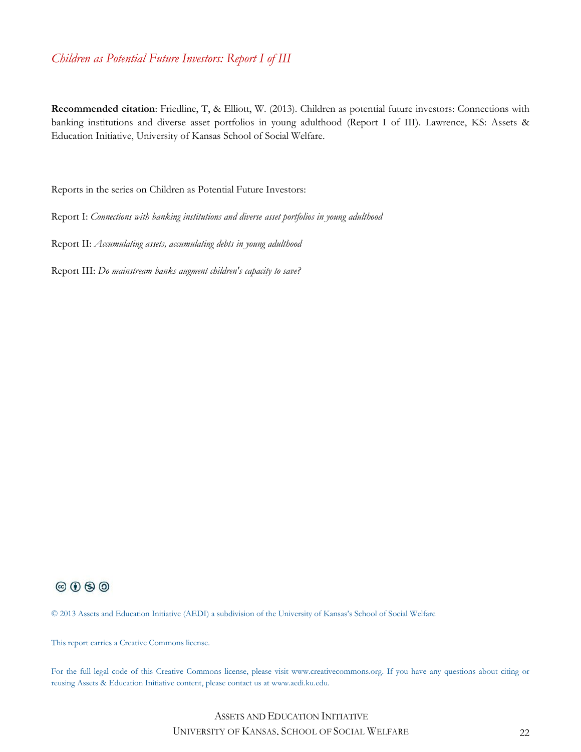*Children as Potential Future Investors: Report I of III*

**Recommended citation**: Friedline, T, & Elliott, W. (2013). Children as potential future investors: Connections with banking institutions and diverse asset portfolios in young adulthood (Report I of III). Lawrence, KS: Assets & Education Initiative, University of Kansas School of Social Welfare.

Reports in the series on Children as Potential Future Investors:

Report I: *Connections with banking institutions and diverse asset portfolios in young adulthood*

Report II: *Accumulating assets, accumulating debts in young adulthood*

Report III: *Do mainstream banks augment children's capacity to save?*

© 2013 Assets and Education Initiative (AEDI) a subdivision of the University of Kansas's School of Social Welfare

This report carries a Creative Commons license.

For the full legal code of this Creative Commons license, please visit www.creativecommons.org. If you have any questions about citing or reusing Assets & Education Initiative content, please contact us at www.aedi.ku.edu.